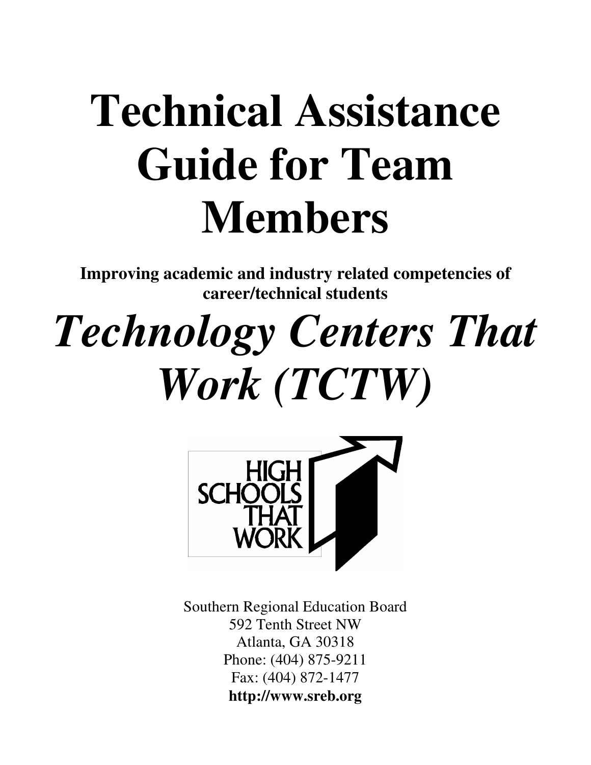# Technical Assistance Guide for Team Members

**Improving academic and industry related competencies of career/technical students**

# *Technology Centers That Work (TCTW)*

HIGH SCHOOLS THAT WORK

Southern Regional Education Board
592 Tenth Street NW
Atlanta, GA 30318
Phone: (404) 875-9211
Fax: (404) 872-1477
**http://www.sreb.org**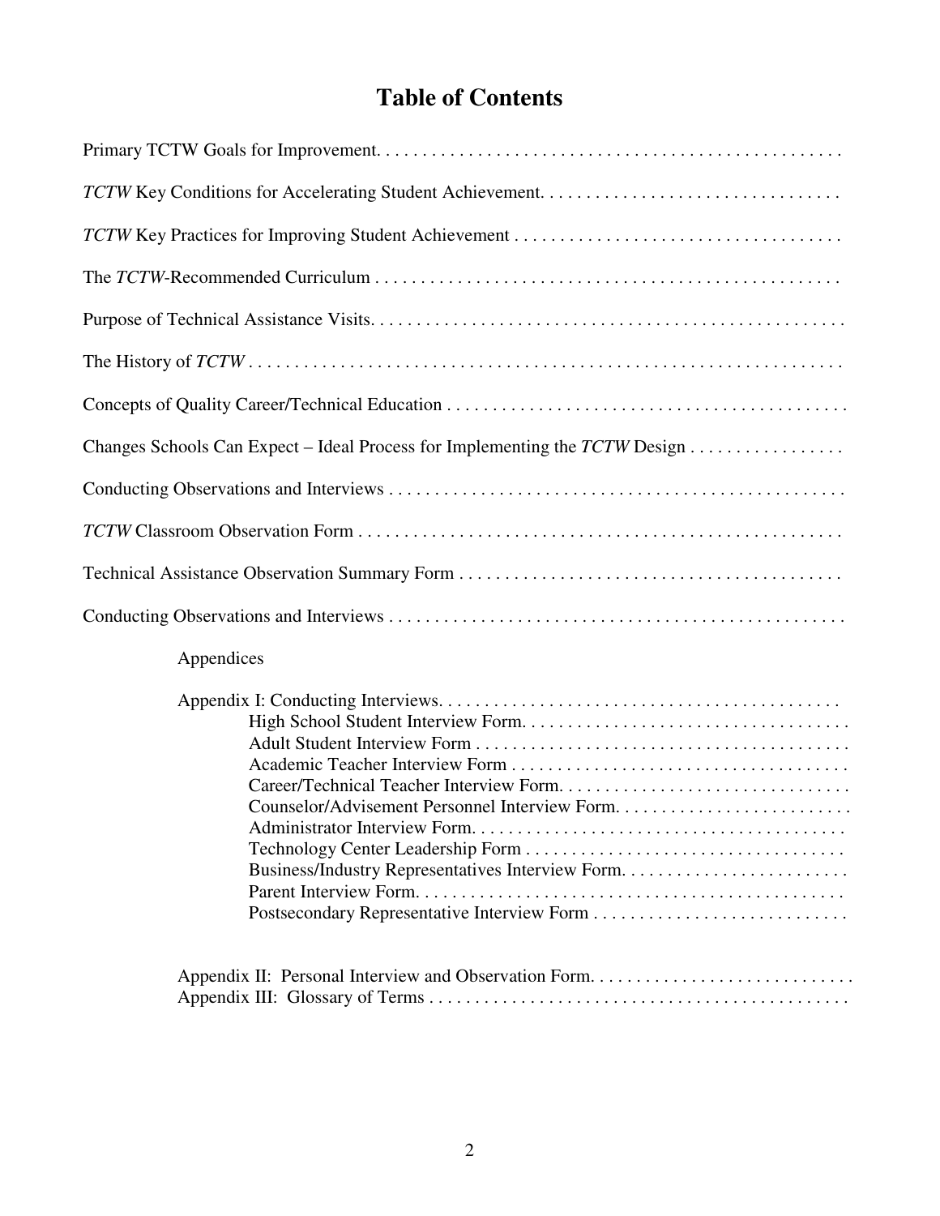# Table of Contents

Primary TCTW Goals for Improvement. . . . . . . . . . . . . . . . . . . . . . . . . . . . . . . . . . . . . . . . . . . . . . . . . . .

*TCTW* Key Conditions for Accelerating Student Achievement. . . . . . . . . . . . . . . . . . . . . . . . . . . . . . . . .

*TCTW* Key Practices for Improving Student Achievement . . . . . . . . . . . . . . . . . . . . . . . . . . . . . . . . . . . .

The *TCTW*-Recommended Curriculum . . . . . . . . . . . . . . . . . . . . . . . . . . . . . . . . . . . . . . . . . . . . . . . . . .

Purpose of Technical Assistance Visits. . . . . . . . . . . . . . . . . . . . . . . . . . . . . . . . . . . . . . . . . . . . . . . . . . .

The History of *TCTW* . . . . . . . . . . . . . . . . . . . . . . . . . . . . . . . . . . . . . . . . . . . . . . . . . . . . . . . . . . . . . . . .

Concepts of Quality Career/Technical Education . . . . . . . . . . . . . . . . . . . . . . . . . . . . . . . . . . . . . . . . . . . .

Changes Schools Can Expect – Ideal Process for Implementing the *TCTW* Design . . . . . . . . . . . . . . . . .

Conducting Observations and Interviews . . . . . . . . . . . . . . . . . . . . . . . . . . . . . . . . . . . . . . . . . . . . . . . . . .

*TCTW* Classroom Observation Form . . . . . . . . . . . . . . . . . . . . . . . . . . . . . . . . . . . . . . . . . . . . . . . . . . . . .

Technical Assistance Observation Summary Form . . . . . . . . . . . . . . . . . . . . . . . . . . . . . . . . . . . . . . . . . .

Conducting Observations and Interviews . . . . . . . . . . . . . . . . . . . . . . . . . . . . . . . . . . . . . . . . . . . . . . . . . .

Appendices

Appendix I: Conducting Interviews. . . . . . . . . . . . . . . . . . . . . . . . . . . . . . . . . . . . . . . . . . . .
- High School Student Interview Form. . . . . . . . . . . . . . . . . . . . . . . . . . . . . . . . . . . .
- Adult Student Interview Form . . . . . . . . . . . . . . . . . . . . . . . . . . . . . . . . . . . . . . . . .
- Academic Teacher Interview Form . . . . . . . . . . . . . . . . . . . . . . . . . . . . . . . . . . . . .
- Career/Technical Teacher Interview Form. . . . . . . . . . . . . . . . . . . . . . . . . . . . . . . .
- Counselor/Advisement Personnel Interview Form. . . . . . . . . . . . . . . . . . . . . . . . . .
- Administrator Interview Form. . . . . . . . . . . . . . . . . . . . . . . . . . . . . . . . . . . . . . . . .
- Technology Center Leadership Form . . . . . . . . . . . . . . . . . . . . . . . . . . . . . . . . . . .
- Business/Industry Representatives Interview Form. . . . . . . . . . . . . . . . . . . . . . . . .
- Parent Interview Form. . . . . . . . . . . . . . . . . . . . . . . . . . . . . . . . . . . . . . . . . . . . . . .
- Postsecondary Representative Interview Form . . . . . . . . . . . . . . . . . . . . . . . . . . . .

Appendix II: Personal Interview and Observation Form. . . . . . . . . . . . . . . . . . . . . . . . . . . . .
Appendix III: Glossary of Terms . . . . . . . . . . . . . . . . . . . . . . . . . . . . . . . . . . . . . . . . . . . . . .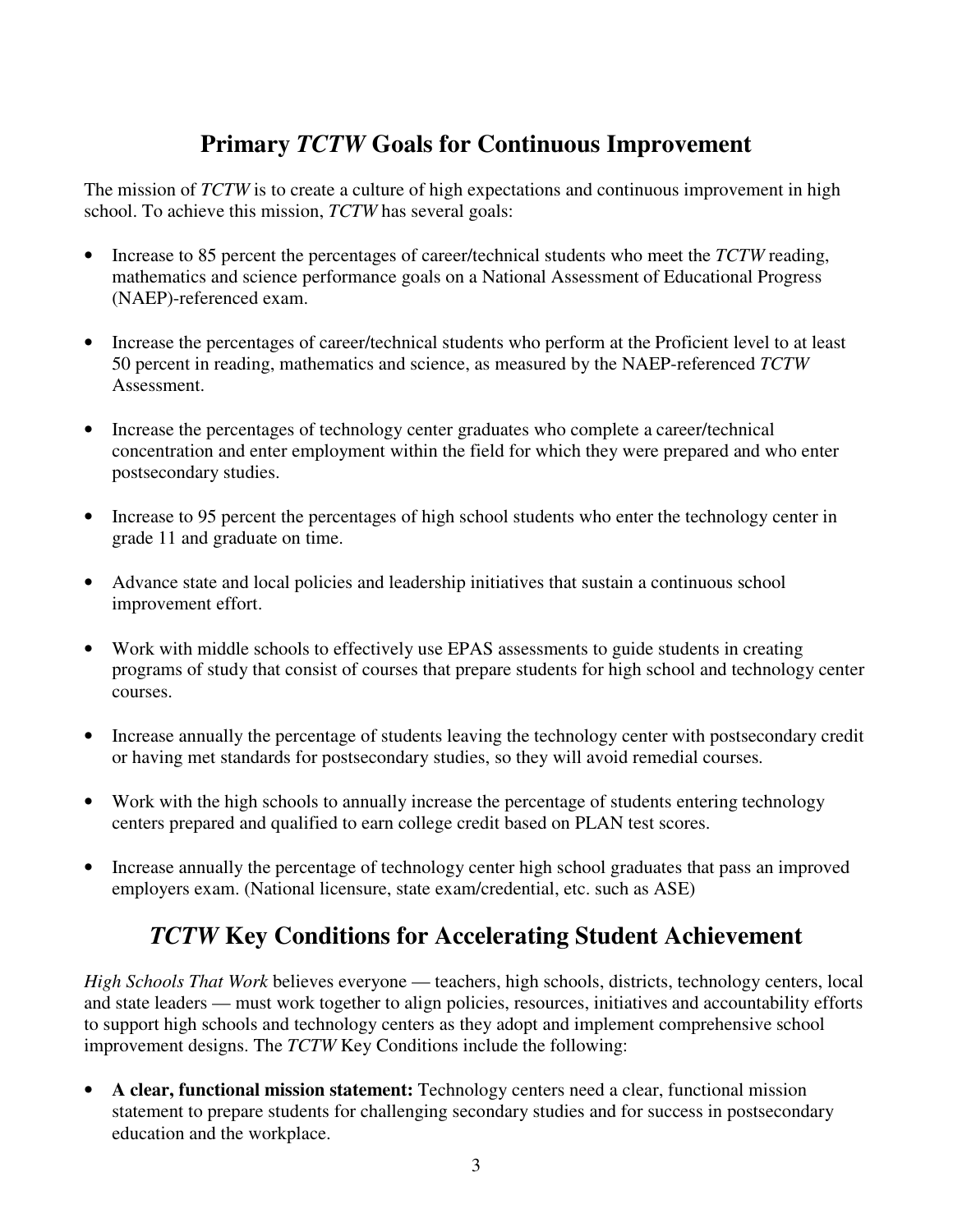## Primary *TCTW* Goals for Continuous Improvement

The mission of *TCTW* is to create a culture of high expectations and continuous improvement in high school. To achieve this mission, *TCTW* has several goals:

- Increase to 85 percent the percentages of career/technical students who meet the *TCTW* reading, mathematics and science performance goals on a National Assessment of Educational Progress (NAEP)-referenced exam.
- Increase the percentages of career/technical students who perform at the Proficient level to at least 50 percent in reading, mathematics and science, as measured by the NAEP-referenced *TCTW* Assessment.
- Increase the percentages of technology center graduates who complete a career/technical concentration and enter employment within the field for which they were prepared and who enter postsecondary studies.
- Increase to 95 percent the percentages of high school students who enter the technology center in grade 11 and graduate on time.
- Advance state and local policies and leadership initiatives that sustain a continuous school improvement effort.
- Work with middle schools to effectively use EPAS assessments to guide students in creating programs of study that consist of courses that prepare students for high school and technology center courses.
- Increase annually the percentage of students leaving the technology center with postsecondary credit or having met standards for postsecondary studies, so they will avoid remedial courses.
- Work with the high schools to annually increase the percentage of students entering technology centers prepared and qualified to earn college credit based on PLAN test scores.
- Increase annually the percentage of technology center high school graduates that pass an improved employers exam. (National licensure, state exam/credential, etc. such as ASE)

## *TCTW* Key Conditions for Accelerating Student Achievement

*High Schools That Work* believes everyone — teachers, high schools, districts, technology centers, local and state leaders — must work together to align policies, resources, initiatives and accountability efforts to support high schools and technology centers as they adopt and implement comprehensive school improvement designs. The *TCTW* Key Conditions include the following:

- **A clear, functional mission statement:** Technology centers need a clear, functional mission statement to prepare students for challenging secondary studies and for success in postsecondary education and the workplace.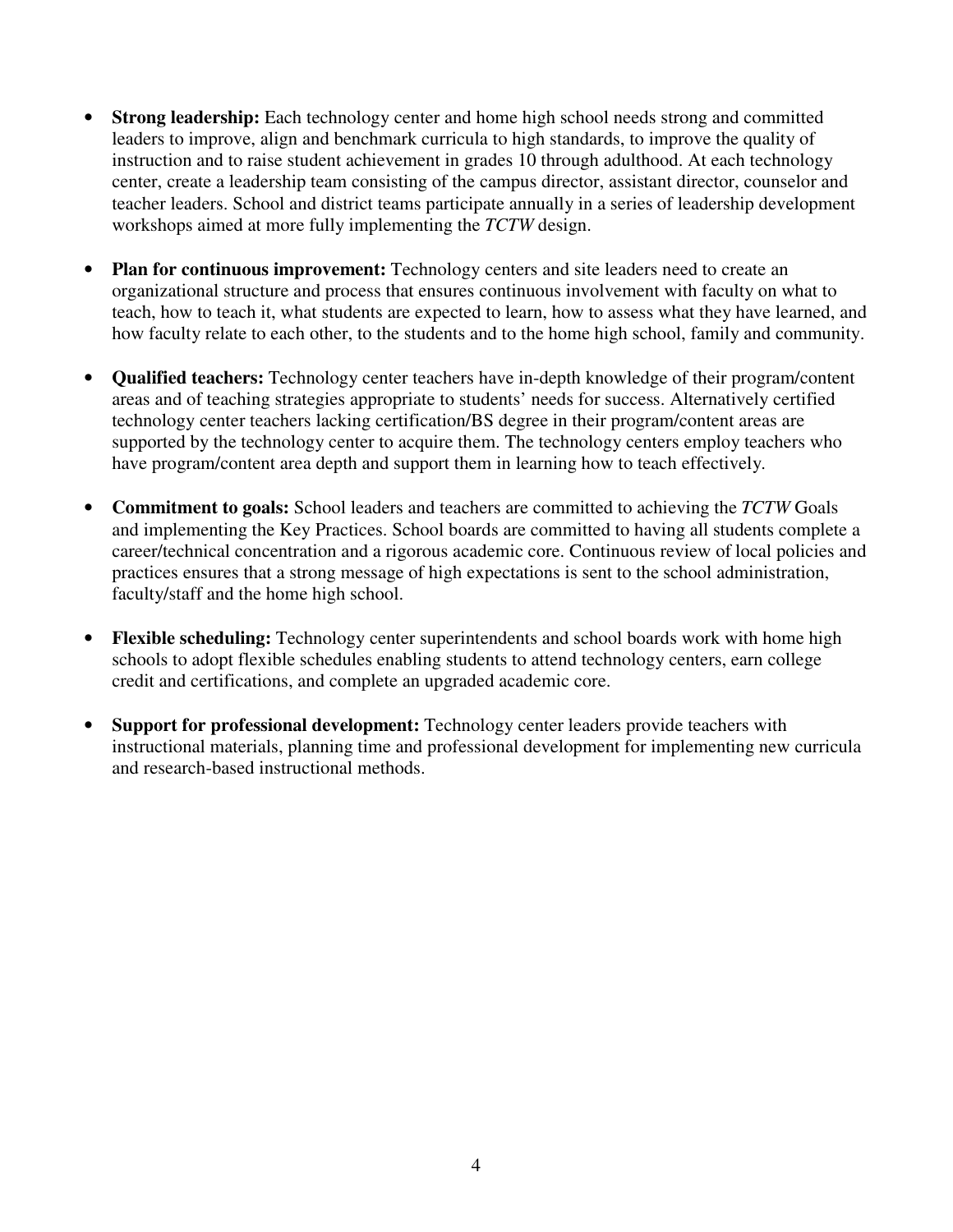- **Strong leadership:** Each technology center and home high school needs strong and committed leaders to improve, align and benchmark curricula to high standards, to improve the quality of instruction and to raise student achievement in grades 10 through adulthood. At each technology center, create a leadership team consisting of the campus director, assistant director, counselor and teacher leaders. School and district teams participate annually in a series of leadership development workshops aimed at more fully implementing the *TCTW* design.

- **Plan for continuous improvement:** Technology centers and site leaders need to create an organizational structure and process that ensures continuous involvement with faculty on what to teach, how to teach it, what students are expected to learn, how to assess what they have learned, and how faculty relate to each other, to the students and to the home high school, family and community.

- **Qualified teachers:** Technology center teachers have in-depth knowledge of their program/content areas and of teaching strategies appropriate to students' needs for success. Alternatively certified technology center teachers lacking certification/BS degree in their program/content areas are supported by the technology center to acquire them. The technology centers employ teachers who have program/content area depth and support them in learning how to teach effectively.

- **Commitment to goals:** School leaders and teachers are committed to achieving the *TCTW* Goals and implementing the Key Practices. School boards are committed to having all students complete a career/technical concentration and a rigorous academic core. Continuous review of local policies and practices ensures that a strong message of high expectations is sent to the school administration, faculty/staff and the home high school.

- **Flexible scheduling:** Technology center superintendents and school boards work with home high schools to adopt flexible schedules enabling students to attend technology centers, earn college credit and certifications, and complete an upgraded academic core.

- **Support for professional development:** Technology center leaders provide teachers with instructional materials, planning time and professional development for implementing new curricula and research-based instructional methods.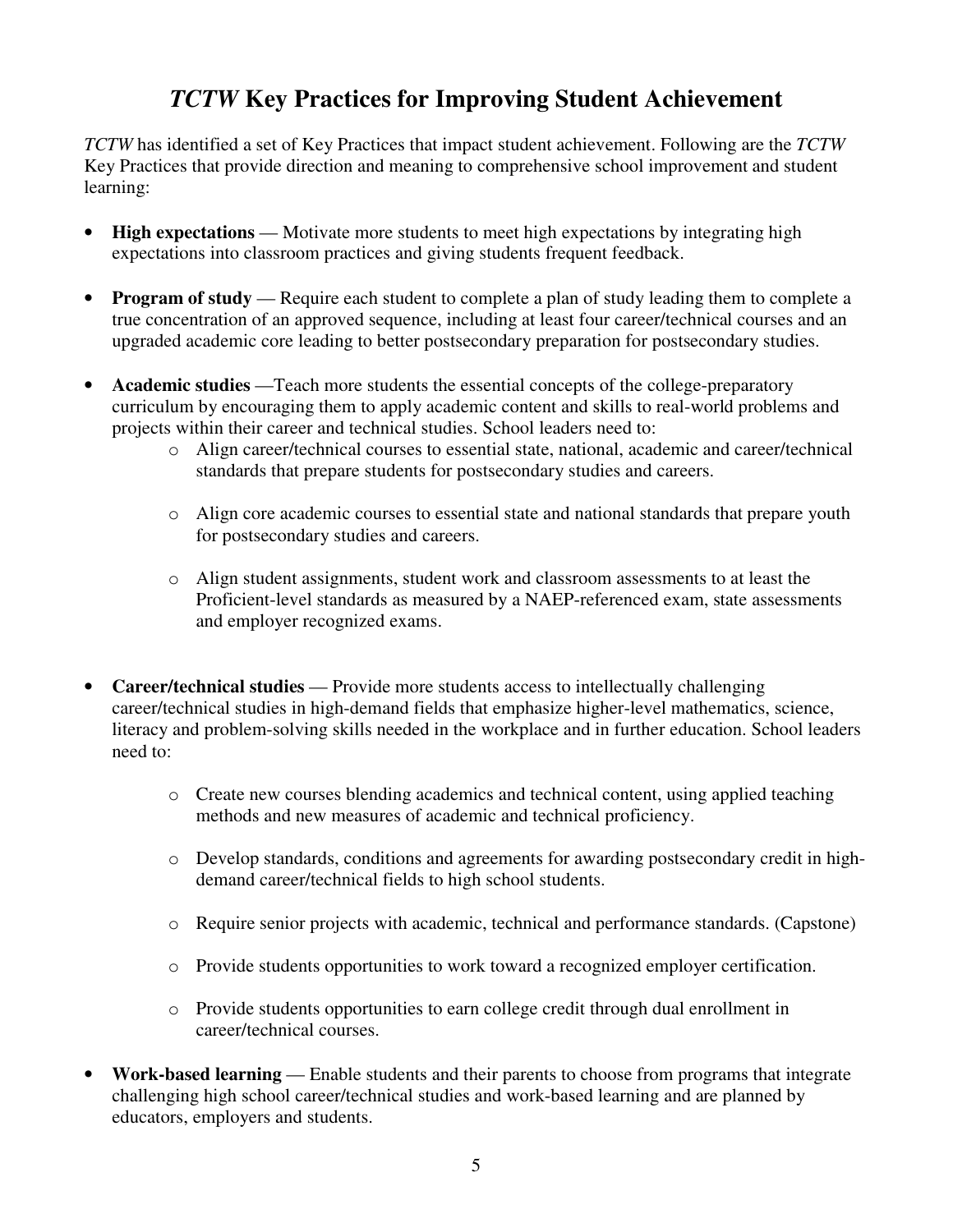# *TCTW* Key Practices for Improving Student Achievement

*TCTW* has identified a set of Key Practices that impact student achievement. Following are the *TCTW* Key Practices that provide direction and meaning to comprehensive school improvement and student learning:

- **High expectations** — Motivate more students to meet high expectations by integrating high expectations into classroom practices and giving students frequent feedback.

- **Program of study** — Require each student to complete a plan of study leading them to complete a true concentration of an approved sequence, including at least four career/technical courses and an upgraded academic core leading to better postsecondary preparation for postsecondary studies.

- **Academic studies** —Teach more students the essential concepts of the college-preparatory curriculum by encouraging them to apply academic content and skills to real-world problems and projects within their career and technical studies. School leaders need to:
  - Align career/technical courses to essential state, national, academic and career/technical standards that prepare students for postsecondary studies and careers.
  - Align core academic courses to essential state and national standards that prepare youth for postsecondary studies and careers.
  - Align student assignments, student work and classroom assessments to at least the Proficient-level standards as measured by a NAEP-referenced exam, state assessments and employer recognized exams.

- **Career/technical studies** — Provide more students access to intellectually challenging career/technical studies in high-demand fields that emphasize higher-level mathematics, science, literacy and problem-solving skills needed in the workplace and in further education. School leaders need to:
  - Create new courses blending academics and technical content, using applied teaching methods and new measures of academic and technical proficiency.
  - Develop standards, conditions and agreements for awarding postsecondary credit in high-demand career/technical fields to high school students.
  - Require senior projects with academic, technical and performance standards. (Capstone)
  - Provide students opportunities to work toward a recognized employer certification.
  - Provide students opportunities to earn college credit through dual enrollment in career/technical courses.

- **Work-based learning** — Enable students and their parents to choose from programs that integrate challenging high school career/technical studies and work-based learning and are planned by educators, employers and students.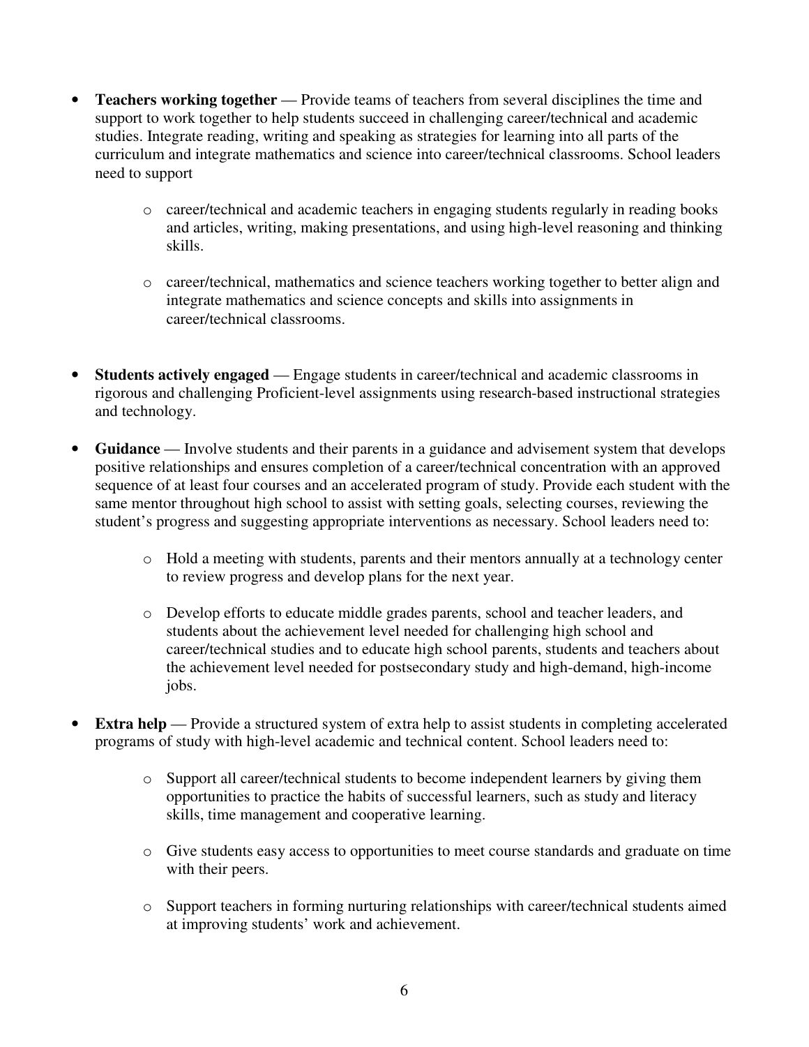- **Teachers working together** — Provide teams of teachers from several disciplines the time and support to work together to help students succeed in challenging career/technical and academic studies. Integrate reading, writing and speaking as strategies for learning into all parts of the curriculum and integrate mathematics and science into career/technical classrooms. School leaders need to support
    - career/technical and academic teachers in engaging students regularly in reading books and articles, writing, making presentations, and using high-level reasoning and thinking skills.
    - career/technical, mathematics and science teachers working together to better align and integrate mathematics and science concepts and skills into assignments in career/technical classrooms.

- **Students actively engaged** — Engage students in career/technical and academic classrooms in rigorous and challenging Proficient-level assignments using research-based instructional strategies and technology.

- **Guidance** — Involve students and their parents in a guidance and advisement system that develops positive relationships and ensures completion of a career/technical concentration with an approved sequence of at least four courses and an accelerated program of study. Provide each student with the same mentor throughout high school to assist with setting goals, selecting courses, reviewing the student's progress and suggesting appropriate interventions as necessary. School leaders need to:
    - Hold a meeting with students, parents and their mentors annually at a technology center to review progress and develop plans for the next year.
    - Develop efforts to educate middle grades parents, school and teacher leaders, and students about the achievement level needed for challenging high school and career/technical studies and to educate high school parents, students and teachers about the achievement level needed for postsecondary study and high-demand, high-income jobs.

- **Extra help** — Provide a structured system of extra help to assist students in completing accelerated programs of study with high-level academic and technical content. School leaders need to:
    - Support all career/technical students to become independent learners by giving them opportunities to practice the habits of successful learners, such as study and literacy skills, time management and cooperative learning.
    - Give students easy access to opportunities to meet course standards and graduate on time with their peers.
    - Support teachers in forming nurturing relationships with career/technical students aimed at improving students' work and achievement.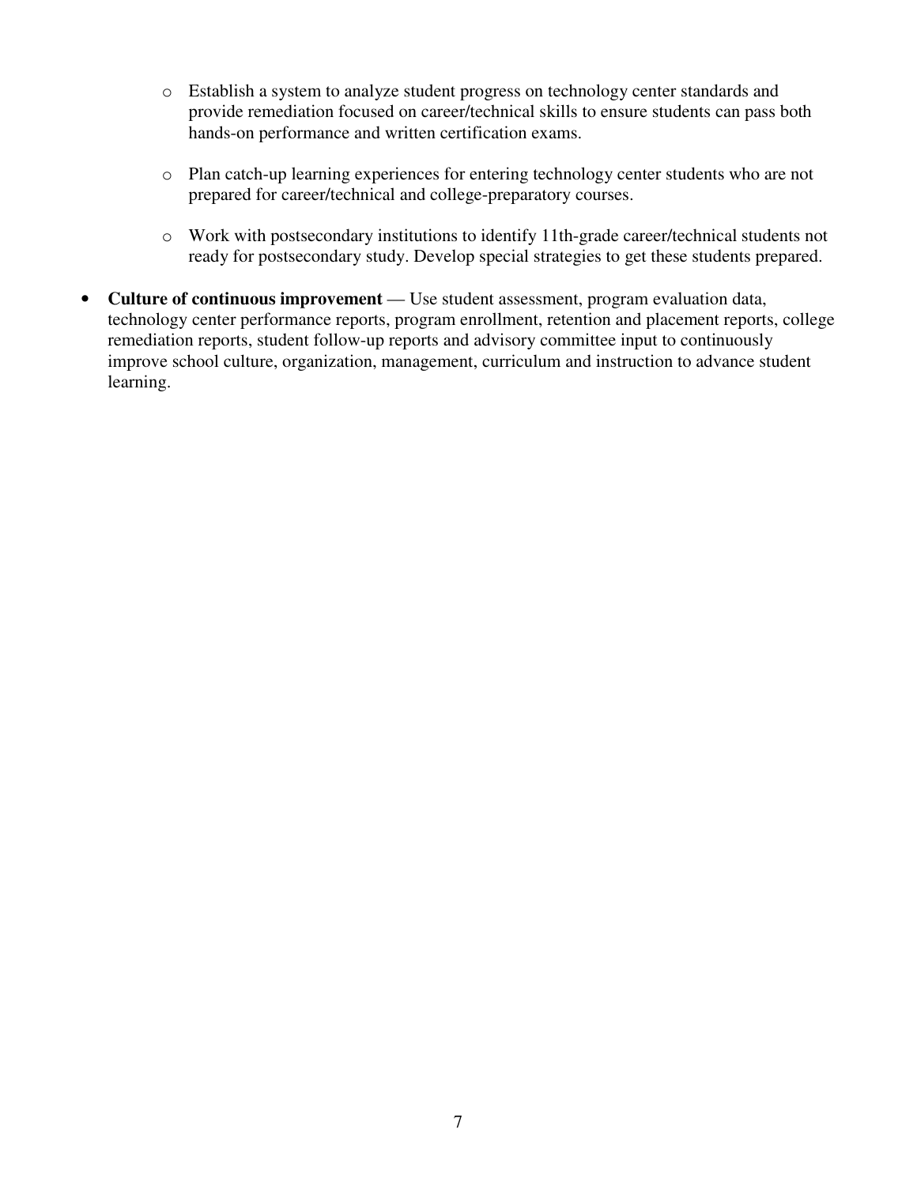- Establish a system to analyze student progress on technology center standards and provide remediation focused on career/technical skills to ensure students can pass both hands-on performance and written certification exams.

  - Plan catch-up learning experiences for entering technology center students who are not prepared for career/technical and college-preparatory courses.

  - Work with postsecondary institutions to identify 11th-grade career/technical students not ready for postsecondary study. Develop special strategies to get these students prepared.

- **Culture of continuous improvement** — Use student assessment, program evaluation data, technology center performance reports, program enrollment, retention and placement reports, college remediation reports, student follow-up reports and advisory committee input to continuously improve school culture, organization, management, curriculum and instruction to advance student learning.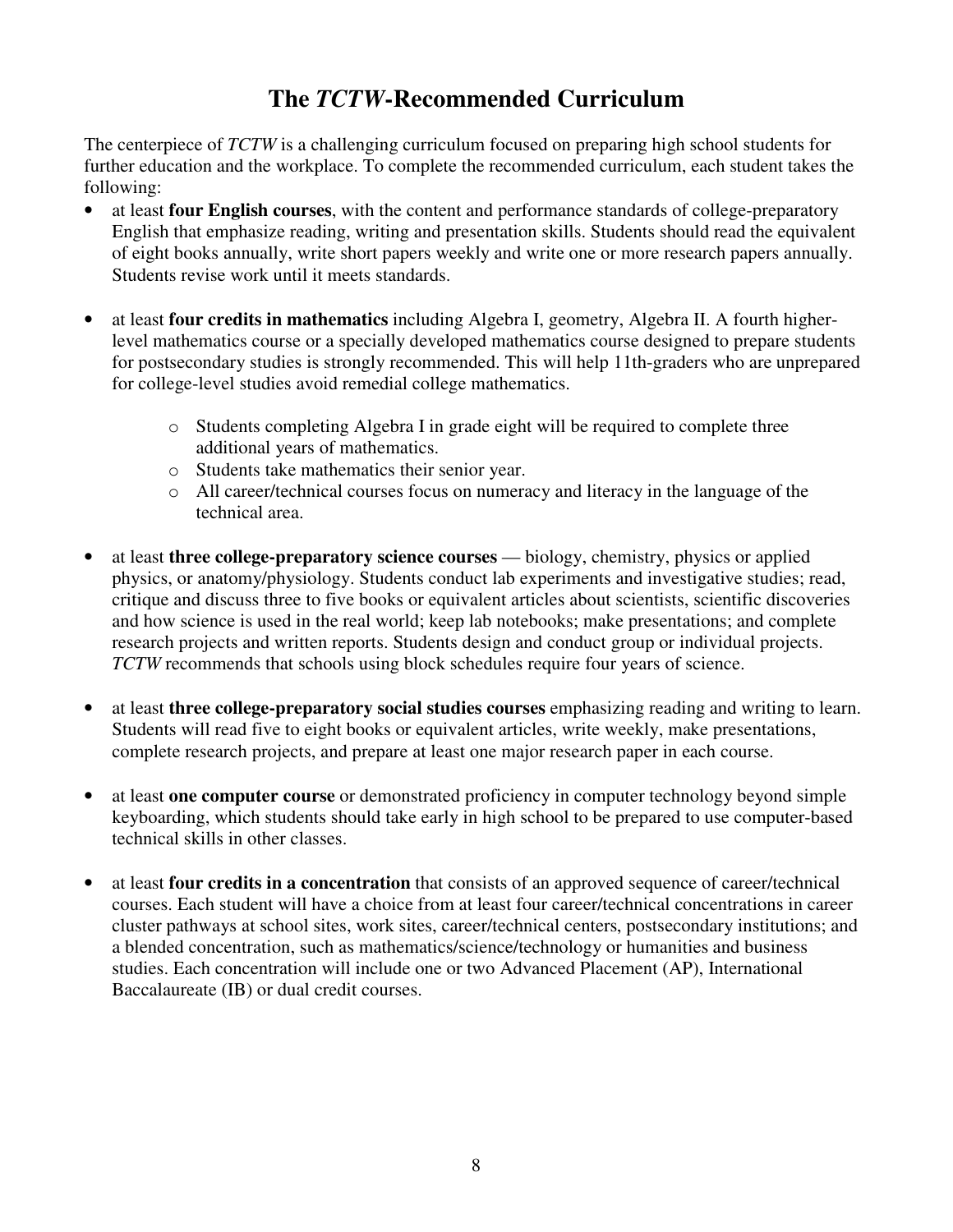# The *TCTW*-Recommended Curriculum

The centerpiece of *TCTW* is a challenging curriculum focused on preparing high school students for further education and the workplace. To complete the recommended curriculum, each student takes the following:

- at least **four English courses**, with the content and performance standards of college-preparatory English that emphasize reading, writing and presentation skills. Students should read the equivalent of eight books annually, write short papers weekly and write one or more research papers annually. Students revise work until it meets standards.

- at least **four credits in mathematics** including Algebra I, geometry, Algebra II. A fourth higher-level mathematics course or a specially developed mathematics course designed to prepare students for postsecondary studies is strongly recommended. This will help 11th-graders who are unprepared for college-level studies avoid remedial college mathematics.

  - Students completing Algebra I in grade eight will be required to complete three additional years of mathematics.
  - Students take mathematics their senior year.
  - All career/technical courses focus on numeracy and literacy in the language of the technical area.

- at least **three college-preparatory science courses** — biology, chemistry, physics or applied physics, or anatomy/physiology. Students conduct lab experiments and investigative studies; read, critique and discuss three to five books or equivalent articles about scientists, scientific discoveries and how science is used in the real world; keep lab notebooks; make presentations; and complete research projects and written reports. Students design and conduct group or individual projects. *TCTW* recommends that schools using block schedules require four years of science.

- at least **three college-preparatory social studies courses** emphasizing reading and writing to learn. Students will read five to eight books or equivalent articles, write weekly, make presentations, complete research projects, and prepare at least one major research paper in each course.

- at least **one computer course** or demonstrated proficiency in computer technology beyond simple keyboarding, which students should take early in high school to be prepared to use computer-based technical skills in other classes.

- at least **four credits in a concentration** that consists of an approved sequence of career/technical courses. Each student will have a choice from at least four career/technical concentrations in career cluster pathways at school sites, work sites, career/technical centers, postsecondary institutions; and a blended concentration, such as mathematics/science/technology or humanities and business studies. Each concentration will include one or two Advanced Placement (AP), International Baccalaureate (IB) or dual credit courses.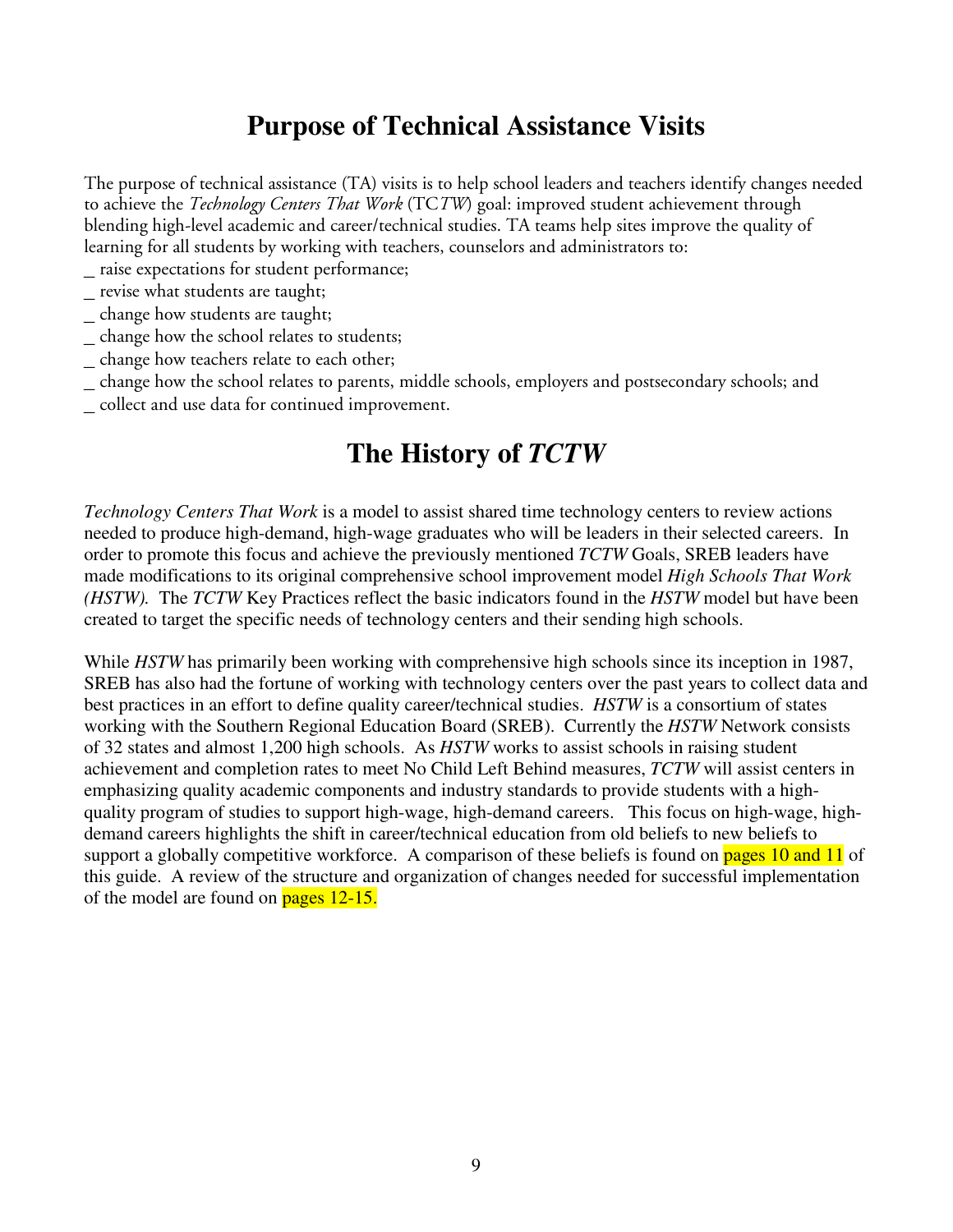## Purpose of Technical Assistance Visits

The purpose of technical assistance (TA) visits is to help school leaders and teachers identify changes needed to achieve the *Technology Centers That Work* (TC*TW*) goal: improved student achievement through blending high-level academic and career/technical studies. TA teams help sites improve the quality of learning for all students by working with teachers, counselors and administrators to:

- raise expectations for student performance;
- revise what students are taught;
- change how students are taught;
- change how the school relates to students;
- change how teachers relate to each other;
- change how the school relates to parents, middle schools, employers and postsecondary schools; and
- collect and use data for continued improvement.

## The History of *TCTW*

*Technology Centers That Work* is a model to assist shared time technology centers to review actions needed to produce high-demand, high-wage graduates who will be leaders in their selected careers. In order to promote this focus and achieve the previously mentioned *TCTW* Goals, SREB leaders have made modifications to its original comprehensive school improvement model *High Schools That Work (HSTW).* The *TCTW* Key Practices reflect the basic indicators found in the *HSTW* model but have been created to target the specific needs of technology centers and their sending high schools.

While *HSTW* has primarily been working with comprehensive high schools since its inception in 1987, SREB has also had the fortune of working with technology centers over the past years to collect data and best practices in an effort to define quality career/technical studies. *HSTW* is a consortium of states working with the Southern Regional Education Board (SREB). Currently the *HSTW* Network consists of 32 states and almost 1,200 high schools. As *HSTW* works to assist schools in raising student achievement and completion rates to meet No Child Left Behind measures, *TCTW* will assist centers in emphasizing quality academic components and industry standards to provide students with a high-quality program of studies to support high-wage, high-demand careers. This focus on high-wage, high-demand careers highlights the shift in career/technical education from old beliefs to new beliefs to support a globally competitive workforce. A comparison of these beliefs is found on pages 10 and 11 of this guide. A review of the structure and organization of changes needed for successful implementation of the model are found on pages 12-15.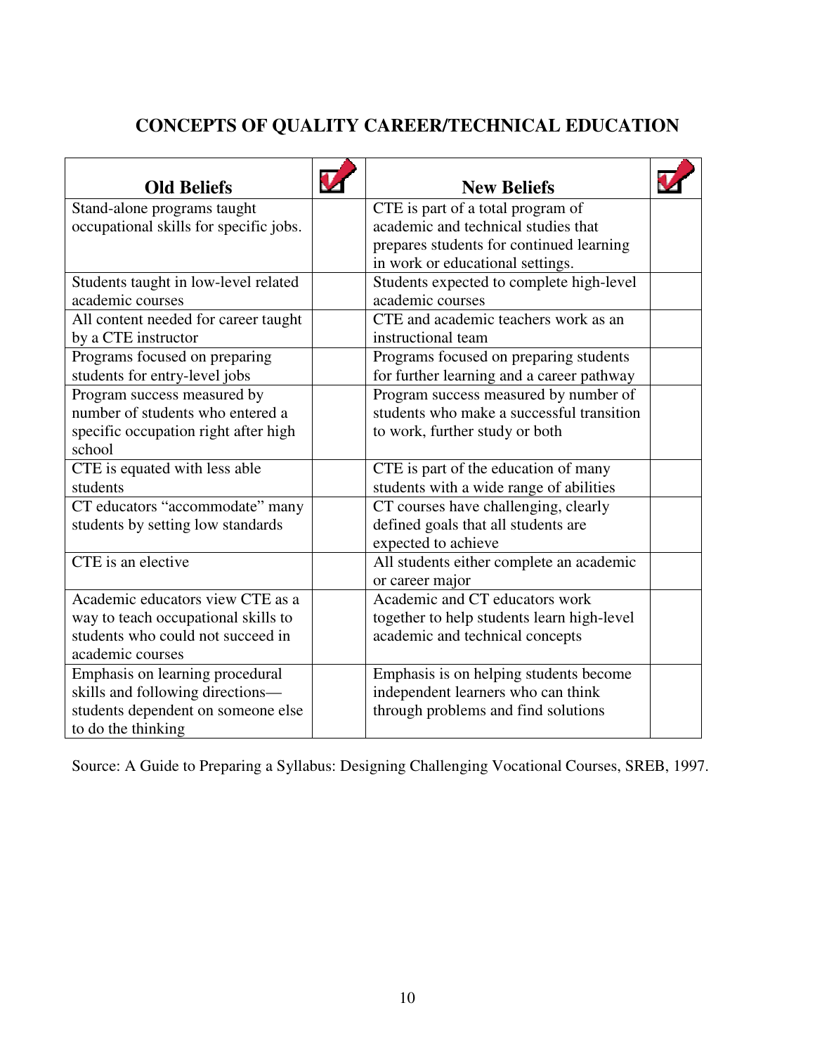# CONCEPTS OF QUALITY CAREER/TECHNICAL EDUCATION

| Old Beliefs | ☑ | New Beliefs | ☑ |
|---|---|---|---|
| Stand-alone programs taught occupational skills for specific jobs. | | CTE is part of a total program of academic and technical studies that prepares students for continued learning in work or educational settings. | |
| Students taught in low-level related academic courses | | Students expected to complete high-level academic courses | |
| All content needed for career taught by a CTE instructor | | CTE and academic teachers work as an instructional team | |
| Programs focused on preparing students for entry-level jobs | | Programs focused on preparing students for further learning and a career pathway | |
| Program success measured by number of students who entered a specific occupation right after high school | | Program success measured by number of students who make a successful transition to work, further study or both | |
| CTE is equated with less able students | | CTE is part of the education of many students with a wide range of abilities | |
| CT educators "accommodate" many students by setting low standards | | CT courses have challenging, clearly defined goals that all students are expected to achieve | |
| CTE is an elective | | All students either complete an academic or career major | |
| Academic educators view CTE as a way to teach occupational skills to students who could not succeed in academic courses | | Academic and CT educators work together to help students learn high-level academic and technical concepts | |
| Emphasis on learning procedural skills and following directions—students dependent on someone else to do the thinking | | Emphasis is on helping students become independent learners who can think through problems and find solutions | |

Source: A Guide to Preparing a Syllabus: Designing Challenging Vocational Courses, SREB, 1997.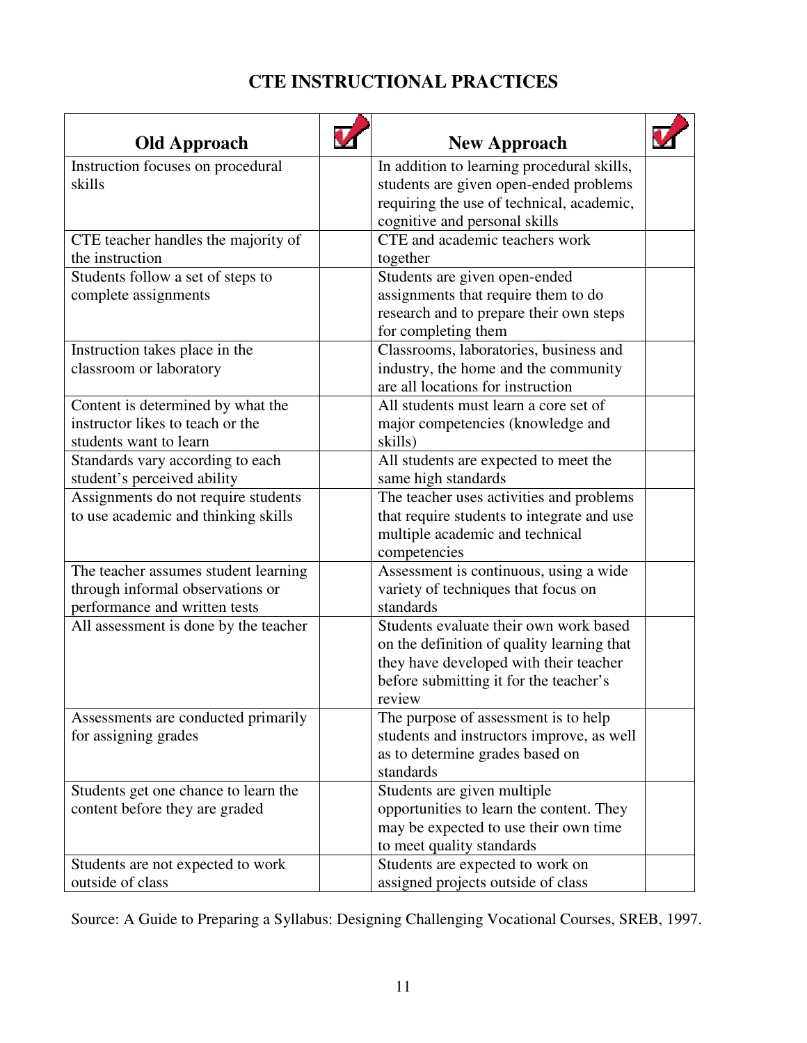## CTE INSTRUCTIONAL PRACTICES

| Old Approach | ☑ | New Approach | ☑ |
|---|---|---|---|
| Instruction focuses on procedural skills | | In addition to learning procedural skills, students are given open-ended problems requiring the use of technical, academic, cognitive and personal skills | |
| CTE teacher handles the majority of the instruction | | CTE and academic teachers work together | |
| Students follow a set of steps to complete assignments | | Students are given open-ended assignments that require them to do research and to prepare their own steps for completing them | |
| Instruction takes place in the classroom or laboratory | | Classrooms, laboratories, business and industry, the home and the community are all locations for instruction | |
| Content is determined by what the instructor likes to teach or the students want to learn | | All students must learn a core set of major competencies (knowledge and skills) | |
| Standards vary according to each student's perceived ability | | All students are expected to meet the same high standards | |
| Assignments do not require students to use academic and thinking skills | | The teacher uses activities and problems that require students to integrate and use multiple academic and technical competencies | |
| The teacher assumes student learning through informal observations or performance and written tests | | Assessment is continuous, using a wide variety of techniques that focus on standards | |
| All assessment is done by the teacher | | Students evaluate their own work based on the definition of quality learning that they have developed with their teacher before submitting it for the teacher's review | |
| Assessments are conducted primarily for assigning grades | | The purpose of assessment is to help students and instructors improve, as well as to determine grades based on standards | |
| Students get one chance to learn the content before they are graded | | Students are given multiple opportunities to learn the content. They may be expected to use their own time to meet quality standards | |
| Students are not expected to work outside of class | | Students are expected to work on assigned projects outside of class | |

Source: A Guide to Preparing a Syllabus: Designing Challenging Vocational Courses, SREB, 1997.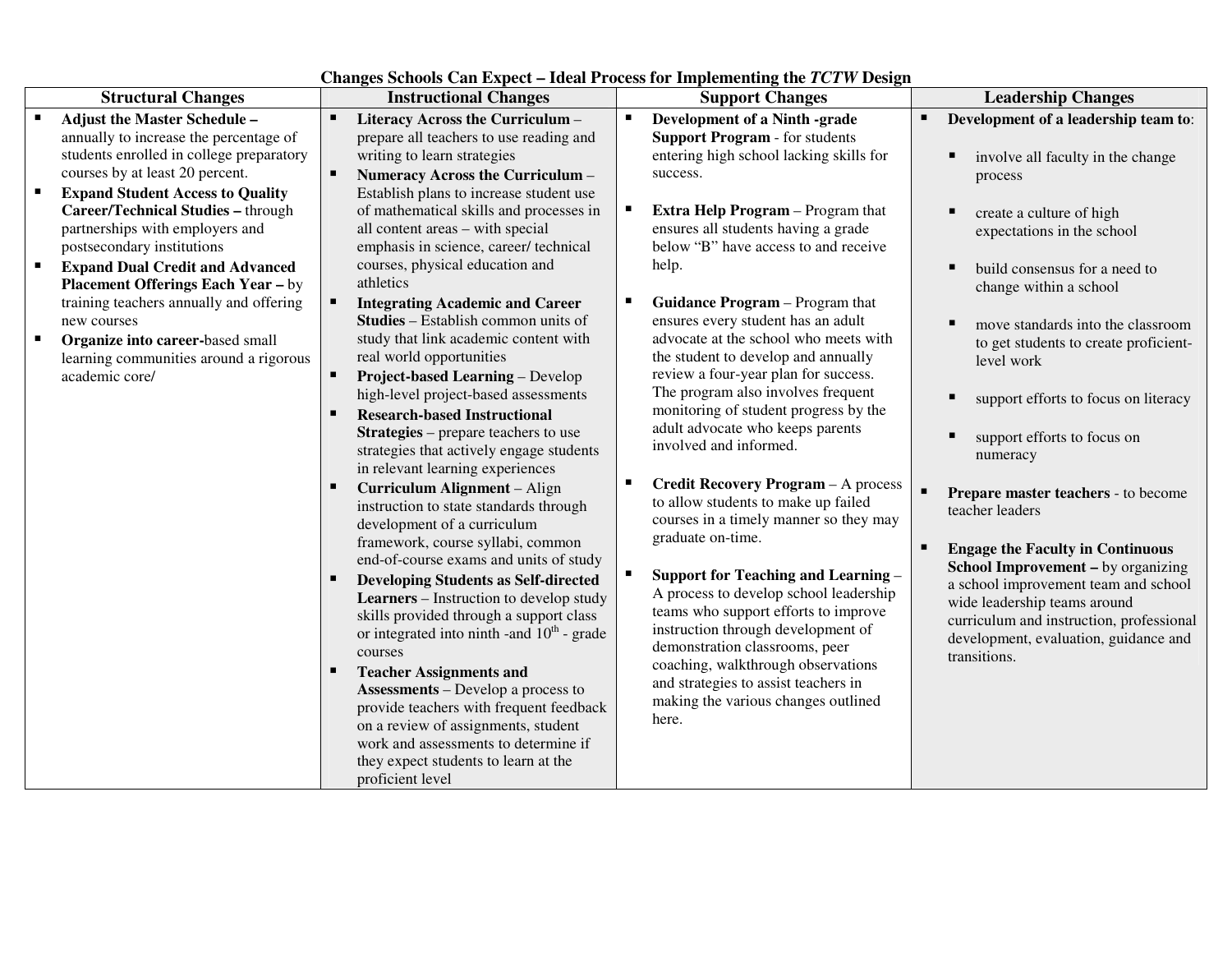**Changes Schools Can Expect – Ideal Process for Implementing the *TCTW* Design**

| Structural Changes | Instructional Changes | Support Changes | Leadership Changes |
|---|---|---|---|
| ▪ **Adjust the Master Schedule –** annually to increase the percentage of students enrolled in college preparatory courses by at least 20 percent.<br>▪ **Expand Student Access to Quality Career/Technical Studies –** through partnerships with employers and postsecondary institutions<br>▪ **Expand Dual Credit and Advanced Placement Offerings Each Year –** by training teachers annually and offering new courses<br>▪ **Organize into career-**based small learning communities around a rigorous academic core/ | ▪ **Literacy Across the Curriculum** – prepare all teachers to use reading and writing to learn strategies<br>▪ **Numeracy Across the Curriculum** – Establish plans to increase student use of mathematical skills and processes in all content areas – with special emphasis in science, career/ technical courses, physical education and athletics<br>▪ **Integrating Academic and Career Studies** – Establish common units of study that link academic content with real world opportunities<br>▪ **Project-based Learning** – Develop high-level project-based assessments<br>▪ **Research-based Instructional Strategies** – prepare teachers to use strategies that actively engage students in relevant learning experiences<br>▪ **Curriculum Alignment** – Align instruction to state standards through development of a curriculum framework, course syllabi, common end-of-course exams and units of study<br>▪ **Developing Students as Self-directed Learners** – Instruction to develop study skills provided through a support class or integrated into ninth -and 10th - grade courses<br>▪ **Teacher Assignments and Assessments** – Develop a process to provide teachers with frequent feedback on a review of assignments, student work and assessments to determine if they expect students to learn at the proficient level | ▪ **Development of a Ninth -grade Support Program** - for students entering high school lacking skills for success.<br><br>▪ **Extra Help Program** – Program that ensures all students having a grade below "B" have access to and receive help.<br><br>▪ **Guidance Program** – Program that ensures every student has an adult advocate at the school who meets with the student to develop and annually review a four-year plan for success. The program also involves frequent monitoring of student progress by the adult advocate who keeps parents involved and informed.<br><br>▪ **Credit Recovery Program** – A process to allow students to make up failed courses in a timely manner so they may graduate on-time.<br><br>▪ **Support for Teaching and Learning** – A process to develop school leadership teams who support efforts to improve instruction through development of demonstration classrooms, peer coaching, walkthrough observations and strategies to assist teachers in making the various changes outlined here. | ▪ **Development of a leadership team to**:<br>▪ involve all faculty in the change process<br>▪ create a culture of high expectations in the school<br>▪ build consensus for a need to change within a school<br>▪ move standards into the classroom to get students to create proficient-level work<br>▪ support efforts to focus on literacy<br>▪ support efforts to focus on numeracy<br><br>▪ **Prepare master teachers** - to become teacher leaders<br><br>▪ **Engage the Faculty in Continuous School Improvement –** by organizing a school improvement team and school wide leadership teams around curriculum and instruction, professional development, evaluation, guidance and transitions. |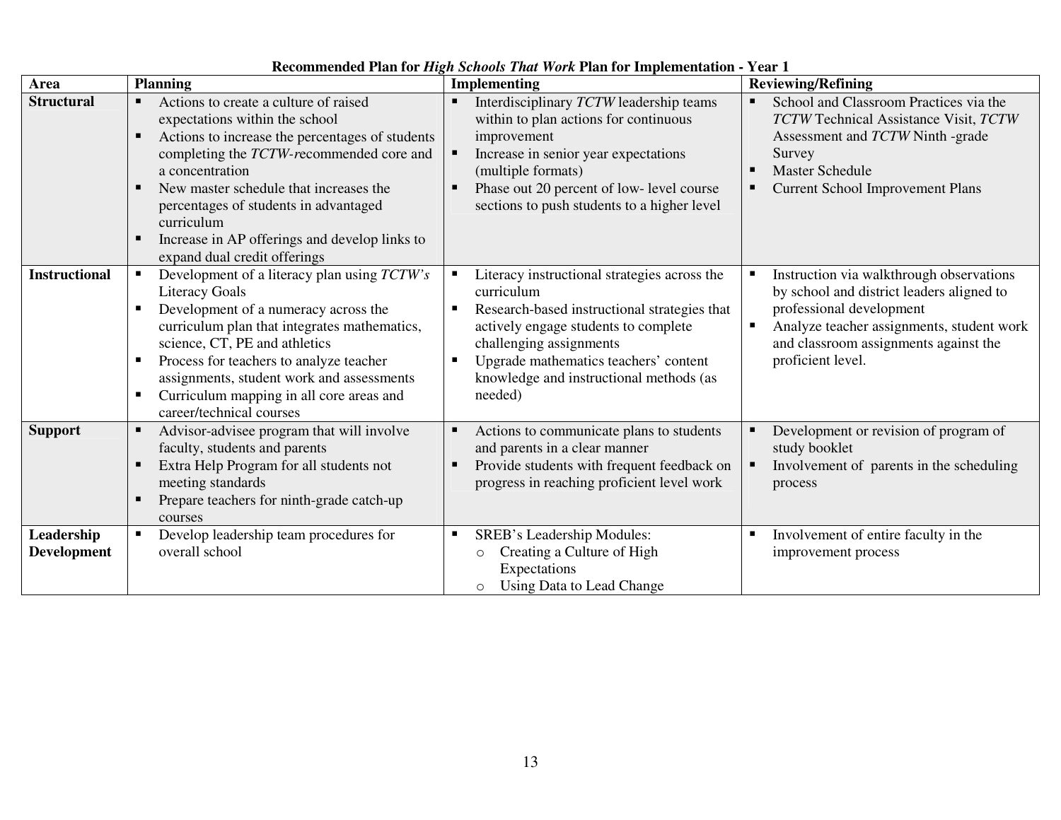**Recommended Plan for *High Schools That Work* Plan for Implementation - Year 1**

| Area | Planning | Implementing | Reviewing/Refining |
|---|---|---|---|
| **Structural** | ▪ Actions to create a culture of raised expectations within the school<br>▪ Actions to increase the percentages of students completing the *TCTW-r*ecommended core and a concentration<br>▪ New master schedule that increases the percentages of students in advantaged curriculum<br>▪ Increase in AP offerings and develop links to expand dual credit offerings | ▪ Interdisciplinary *TCTW* leadership teams within to plan actions for continuous improvement<br>▪ Increase in senior year expectations (multiple formats)<br>▪ Phase out 20 percent of low- level course sections to push students to a higher level | ▪ School and Classroom Practices via the *TCTW* Technical Assistance Visit, *TCTW* Assessment and *TCTW* Ninth -grade Survey<br>▪ Master Schedule<br>▪ Current School Improvement Plans |
| **Instructional** | ▪ Development of a literacy plan using *TCTW's* Literacy Goals<br>▪ Development of a numeracy across the curriculum plan that integrates mathematics, science, CT, PE and athletics<br>▪ Process for teachers to analyze teacher assignments, student work and assessments<br>▪ Curriculum mapping in all core areas and career/technical courses | ▪ Literacy instructional strategies across the curriculum<br>▪ Research-based instructional strategies that actively engage students to complete challenging assignments<br>▪ Upgrade mathematics teachers' content knowledge and instructional methods (as needed) | ▪ Instruction via walkthrough observations by school and district leaders aligned to professional development<br>▪ Analyze teacher assignments, student work and classroom assignments against the proficient level. |
| **Support** | ▪ Advisor-advisee program that will involve faculty, students and parents<br>▪ Extra Help Program for all students not meeting standards<br>▪ Prepare teachers for ninth-grade catch-up courses | ▪ Actions to communicate plans to students and parents in a clear manner<br>▪ Provide students with frequent feedback on progress in reaching proficient level work | ▪ Development or revision of program of study booklet<br>▪ Involvement of parents in the scheduling process |
| **Leadership Development** | ▪ Develop leadership team procedures for overall school | ▪ SREB's Leadership Modules:<br>o Creating a Culture of High Expectations<br>o Using Data to Lead Change | ▪ Involvement of entire faculty in the improvement process |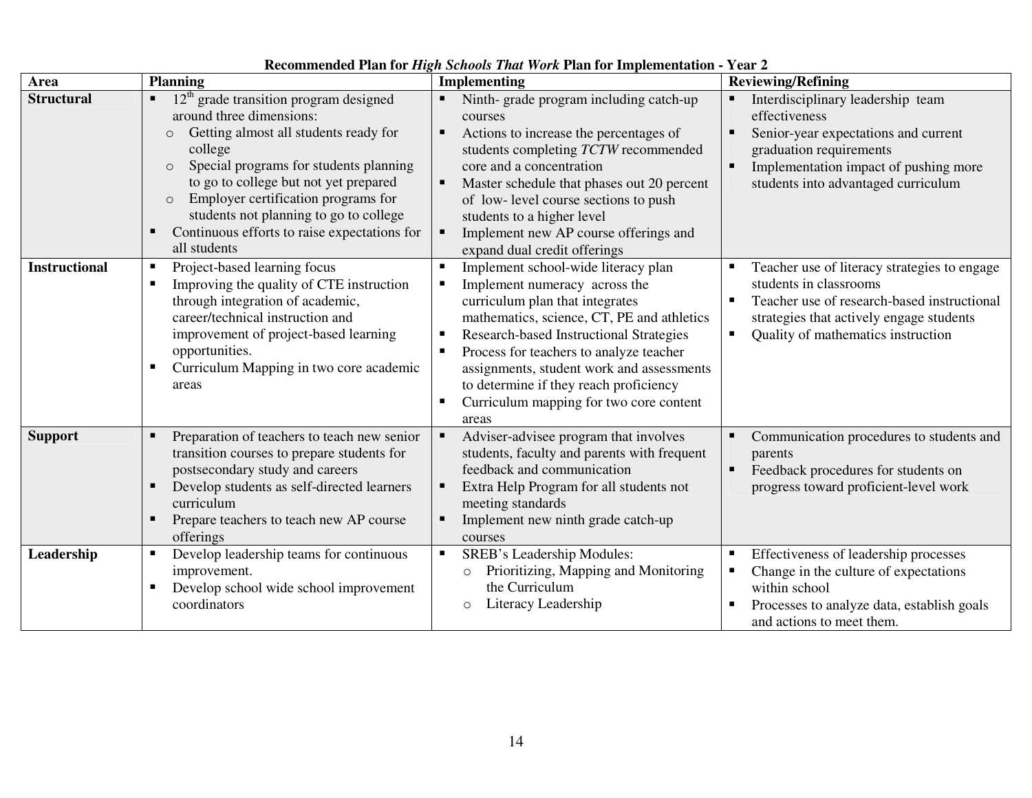**Recommended Plan for *High Schools That Work* Plan for Implementation - Year 2**

| Area | Planning | Implementing | Reviewing/Refining |
|---|---|---|---|
| **Structural** | ▪ 12th grade transition program designed around three dimensions:<br>  ○ Getting almost all students ready for college<br>  ○ Special programs for students planning to go to college but not yet prepared<br>  ○ Employer certification programs for students not planning to go to college<br>▪ Continuous efforts to raise expectations for all students | ▪ Ninth- grade program including catch-up courses<br>▪ Actions to increase the percentages of students completing *TCTW* recommended core and a concentration<br>▪ Master schedule that phases out 20 percent of low- level course sections to push students to a higher level<br>▪ Implement new AP course offerings and expand dual credit offerings | ▪ Interdisciplinary leadership team effectiveness<br>▪ Senior-year expectations and current graduation requirements<br>▪ Implementation impact of pushing more students into advantaged curriculum |
| **Instructional** | ▪ Project-based learning focus<br>▪ Improving the quality of CTE instruction through integration of academic, career/technical instruction and improvement of project-based learning opportunities.<br>▪ Curriculum Mapping in two core academic areas | ▪ Implement school-wide literacy plan<br>▪ Implement numeracy across the curriculum plan that integrates mathematics, science, CT, PE and athletics<br>▪ Research-based Instructional Strategies<br>▪ Process for teachers to analyze teacher assignments, student work and assessments to determine if they reach proficiency<br>▪ Curriculum mapping for two core content areas | ▪ Teacher use of literacy strategies to engage students in classrooms<br>▪ Teacher use of research-based instructional strategies that actively engage students<br>▪ Quality of mathematics instruction |
| **Support** | ▪ Preparation of teachers to teach new senior transition courses to prepare students for postsecondary study and careers<br>▪ Develop students as self-directed learners curriculum<br>▪ Prepare teachers to teach new AP course offerings | ▪ Adviser-advisee program that involves students, faculty and parents with frequent feedback and communication<br>▪ Extra Help Program for all students not meeting standards<br>▪ Implement new ninth grade catch-up courses | ▪ Communication procedures to students and parents<br>▪ Feedback procedures for students on progress toward proficient-level work |
| **Leadership** | ▪ Develop leadership teams for continuous improvement.<br>▪ Develop school wide school improvement coordinators | ▪ SREB's Leadership Modules:<br>  ○ Prioritizing, Mapping and Monitoring the Curriculum<br>  ○ Literacy Leadership | ▪ Effectiveness of leadership processes<br>▪ Change in the culture of expectations within school<br>▪ Processes to analyze data, establish goals and actions to meet them. |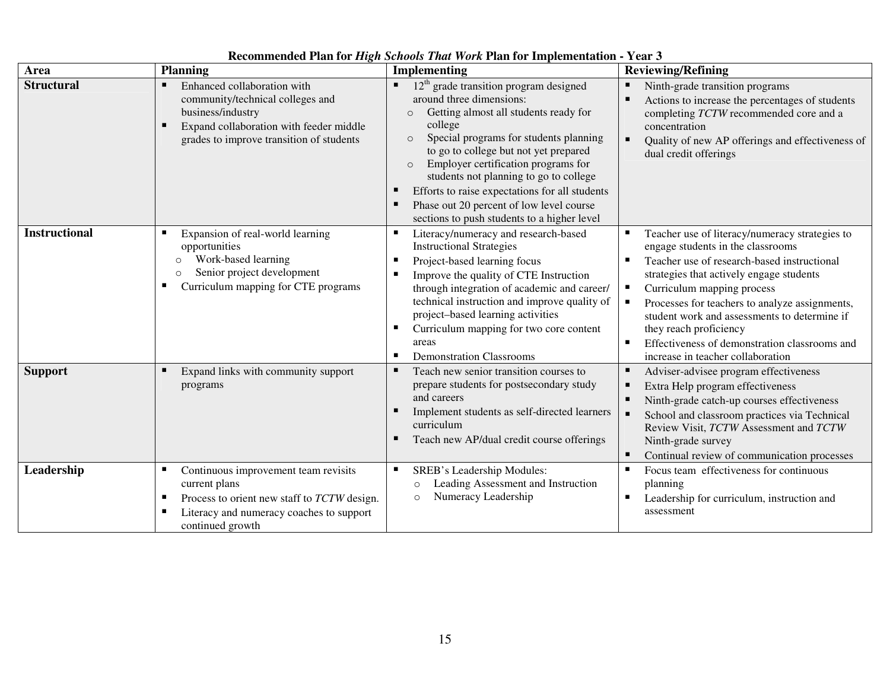**Recommended Plan for *High Schools That Work* Plan for Implementation - Year 3**

| Area | Planning | Implementing | Reviewing/Refining |
|---|---|---|---|
| **Structural** | ▪ Enhanced collaboration with community/technical colleges and business/industry<br>▪ Expand collaboration with feeder middle grades to improve transition of students | ▪ 12th grade transition program designed around three dimensions:<br>o Getting almost all students ready for college<br>o Special programs for students planning to go to college but not yet prepared<br>o Employer certification programs for students not planning to go to college<br>▪ Efforts to raise expectations for all students<br>▪ Phase out 20 percent of low level course sections to push students to a higher level | ▪ Ninth-grade transition programs<br>▪ Actions to increase the percentages of students completing *TCTW* recommended core and a concentration<br>▪ Quality of new AP offerings and effectiveness of dual credit offerings |
| **Instructional** | ▪ Expansion of real-world learning opportunities<br>o Work-based learning<br>o Senior project development<br>▪ Curriculum mapping for CTE programs | ▪ Literacy/numeracy and research-based Instructional Strategies<br>▪ Project-based learning focus<br>▪ Improve the quality of CTE Instruction through integration of academic and career/technical instruction and improve quality of project–based learning activities<br>▪ Curriculum mapping for two core content areas<br>▪ Demonstration Classrooms | ▪ Teacher use of literacy/numeracy strategies to engage students in the classrooms<br>▪ Teacher use of research-based instructional strategies that actively engage students<br>▪ Curriculum mapping process<br>▪ Processes for teachers to analyze assignments, student work and assessments to determine if they reach proficiency<br>▪ Effectiveness of demonstration classrooms and increase in teacher collaboration |
| **Support** | ▪ Expand links with community support programs | ▪ Teach new senior transition courses to prepare students for postsecondary study and careers<br>▪ Implement students as self-directed learners curriculum<br>▪ Teach new AP/dual credit course offerings | ▪ Adviser-advisee program effectiveness<br>▪ Extra Help program effectiveness<br>▪ Ninth-grade catch-up courses effectiveness<br>▪ School and classroom practices via Technical Review Visit, *TCTW* Assessment and *TCTW* Ninth-grade survey<br>▪ Continual review of communication processes |
| **Leadership** | ▪ Continuous improvement team revisits current plans<br>▪ Process to orient new staff to *TCTW* design.<br>▪ Literacy and numeracy coaches to support continued growth | ▪ SREB's Leadership Modules:<br>o Leading Assessment and Instruction<br>o Numeracy Leadership | ▪ Focus team effectiveness for continuous planning<br>▪ Leadership for curriculum, instruction and assessment |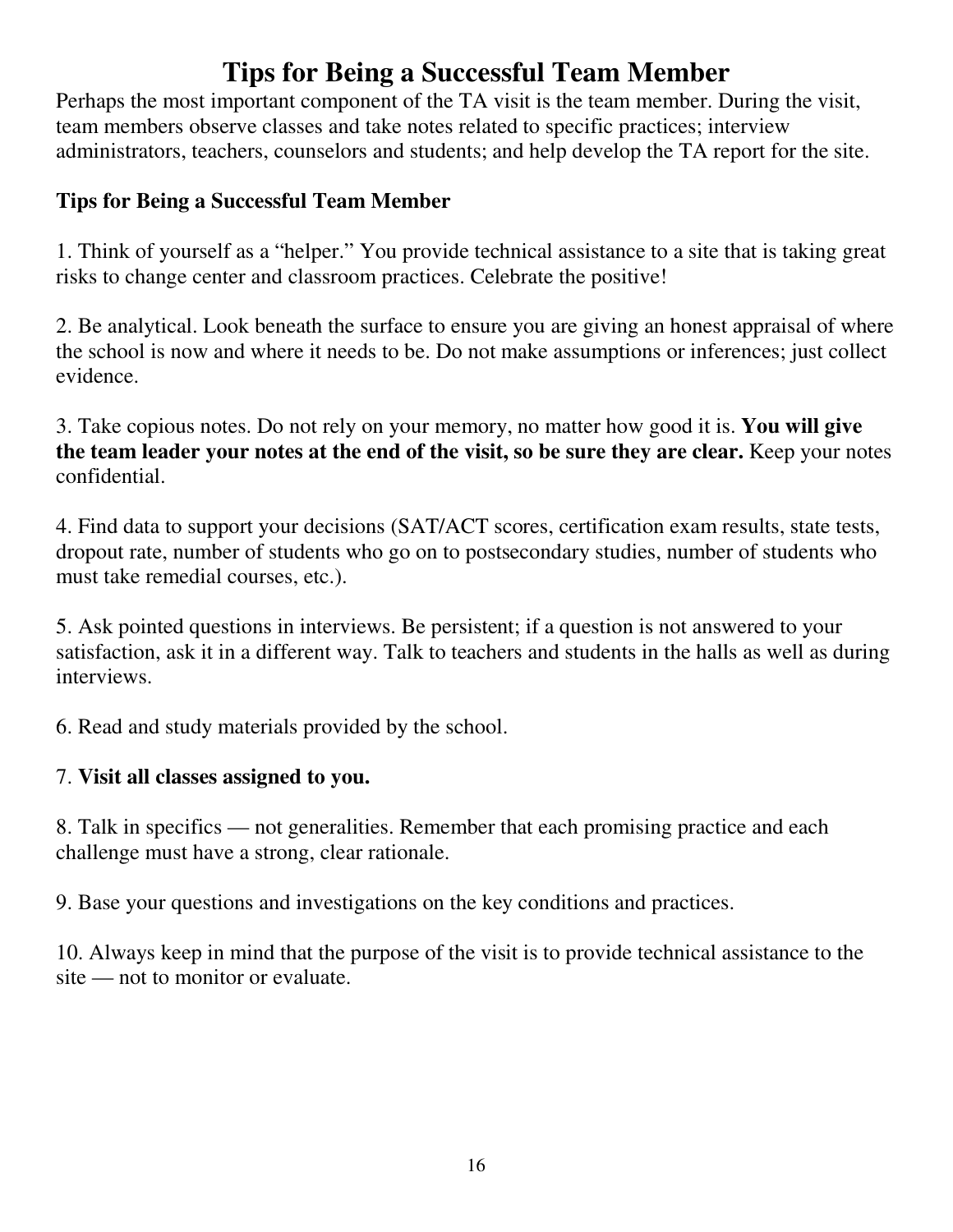# Tips for Being a Successful Team Member

Perhaps the most important component of the TA visit is the team member. During the visit, team members observe classes and take notes related to specific practices; interview administrators, teachers, counselors and students; and help develop the TA report for the site.

**Tips for Being a Successful Team Member**

1. Think of yourself as a "helper." You provide technical assistance to a site that is taking great risks to change center and classroom practices. Celebrate the positive!

2. Be analytical. Look beneath the surface to ensure you are giving an honest appraisal of where the school is now and where it needs to be. Do not make assumptions or inferences; just collect evidence.

3. Take copious notes. Do not rely on your memory, no matter how good it is. **You will give the team leader your notes at the end of the visit, so be sure they are clear.** Keep your notes confidential.

4. Find data to support your decisions (SAT/ACT scores, certification exam results, state tests, dropout rate, number of students who go on to postsecondary studies, number of students who must take remedial courses, etc.).

5. Ask pointed questions in interviews. Be persistent; if a question is not answered to your satisfaction, ask it in a different way. Talk to teachers and students in the halls as well as during interviews.

6. Read and study materials provided by the school.

7. **Visit all classes assigned to you.**

8. Talk in specifics — not generalities. Remember that each promising practice and each challenge must have a strong, clear rationale.

9. Base your questions and investigations on the key conditions and practices.

10. Always keep in mind that the purpose of the visit is to provide technical assistance to the site — not to monitor or evaluate.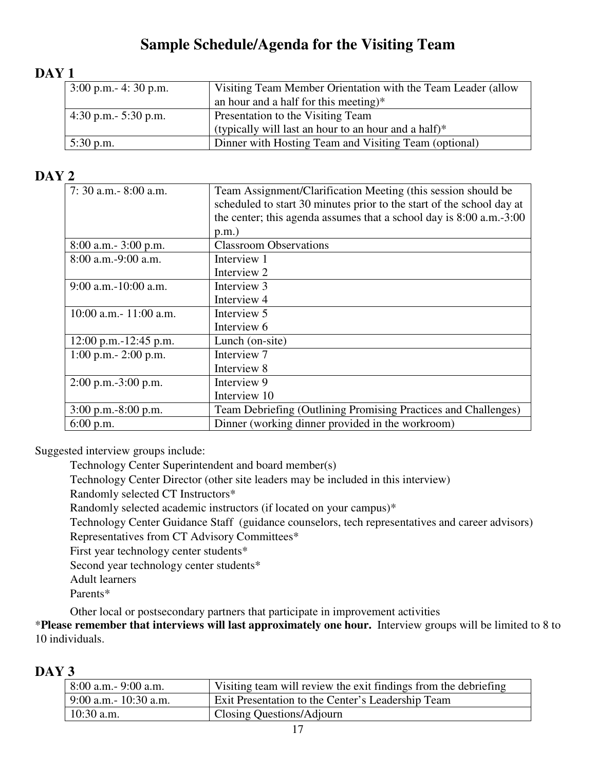# Sample Schedule/Agenda for the Visiting Team

## DAY 1

| | |
|---|---|
| 3:00 p.m.- 4: 30 p.m. | Visiting Team Member Orientation with the Team Leader (allow an hour and a half for this meeting)* |
| 4:30 p.m.- 5:30 p.m. | Presentation to the Visiting Team (typically will last an hour to an hour and a half)* |
| 5:30 p.m. | Dinner with Hosting Team and Visiting Team (optional) |

## DAY 2

| | |
|---|---|
| 7: 30 a.m.- 8:00 a.m. | Team Assignment/Clarification Meeting (this session should be scheduled to start 30 minutes prior to the start of the school day at the center; this agenda assumes that a school day is 8:00 a.m.-3:00 p.m.) |
| 8:00 a.m.- 3:00 p.m. | Classroom Observations |
| 8:00 a.m.-9:00 a.m. | Interview 1<br>Interview 2 |
| 9:00 a.m.-10:00 a.m. | Interview 3<br>Interview 4 |
| 10:00 a.m.- 11:00 a.m. | Interview 5<br>Interview 6 |
| 12:00 p.m.-12:45 p.m. | Lunch (on-site) |
| 1:00 p.m.- 2:00 p.m. | Interview 7<br>Interview 8 |
| 2:00 p.m.-3:00 p.m. | Interview 9<br>Interview 10 |
| 3:00 p.m.-8:00 p.m. | Team Debriefing (Outlining Promising Practices and Challenges) |
| 6:00 p.m. | Dinner (working dinner provided in the workroom) |

Suggested interview groups include:

- Technology Center Superintendent and board member(s)
- Technology Center Director (other site leaders may be included in this interview)
- Randomly selected CT Instructors*
- Randomly selected academic instructors (if located on your campus)*
- Technology Center Guidance Staff (guidance counselors, tech representatives and career advisors)
- Representatives from CT Advisory Committees*
- First year technology center students*
- Second year technology center students*
- Adult learners
- Parents*
- Other local or postsecondary partners that participate in improvement activities

***Please remember that interviews will last approximately one hour.** Interview groups will be limited to 8 to 10 individuals.

## DAY 3

| | |
|---|---|
| 8:00 a.m.- 9:00 a.m. | Visiting team will review the exit findings from the debriefing |
| 9:00 a.m.- 10:30 a.m. | Exit Presentation to the Center's Leadership Team |
| 10:30 a.m. | Closing Questions/Adjourn |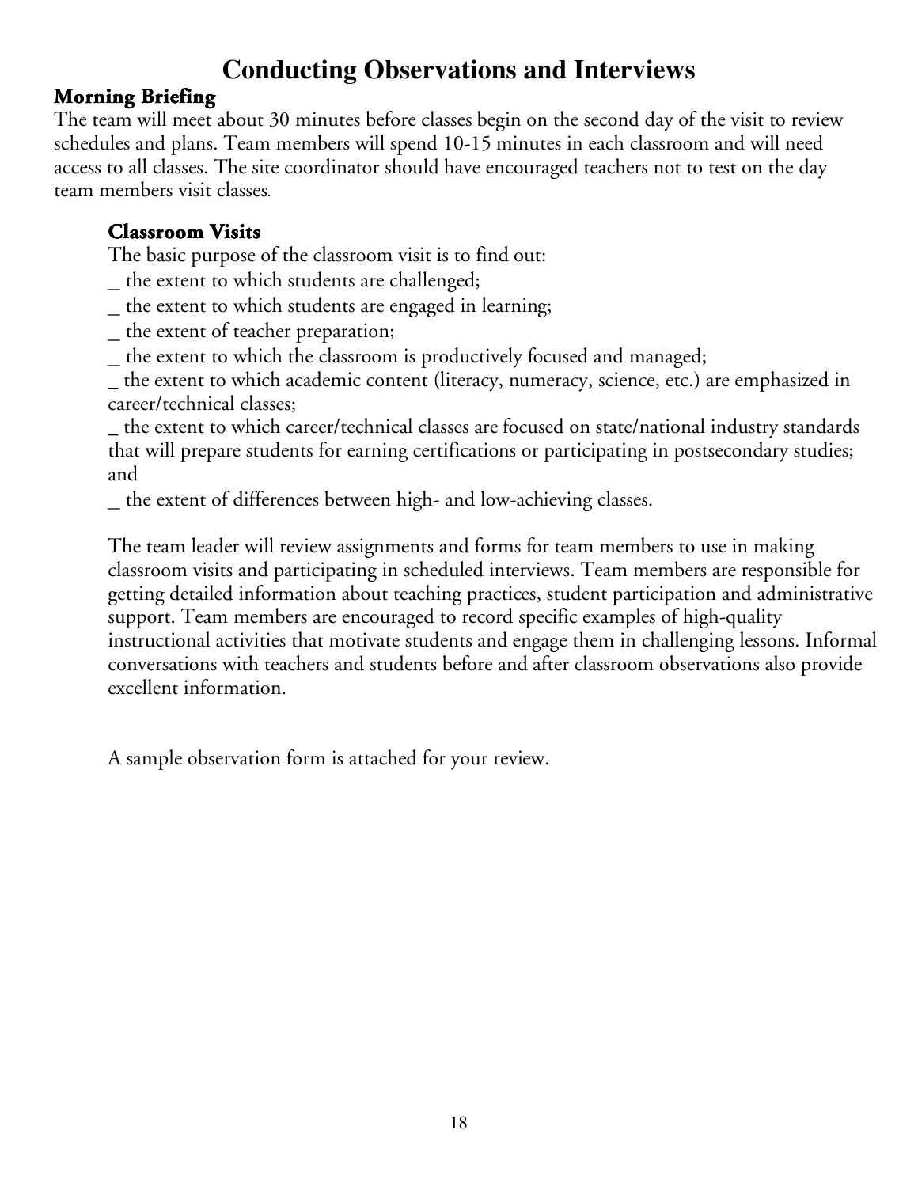# Conducting Observations and Interviews

## Morning Briefing

The team will meet about 30 minutes before classes begin on the second day of the visit to review schedules and plans. Team members will spend 10-15 minutes in each classroom and will need access to all classes. The site coordinator should have encouraged teachers not to test on the day team members visit classes.

### Classroom Visits

The basic purpose of the classroom visit is to find out:

_ the extent to which students are challenged;

_ the extent to which students are engaged in learning;

_ the extent of teacher preparation;

_ the extent to which the classroom is productively focused and managed;

_ the extent to which academic content (literacy, numeracy, science, etc.) are emphasized in career/technical classes;

_ the extent to which career/technical classes are focused on state/national industry standards that will prepare students for earning certifications or participating in postsecondary studies; and

_ the extent of differences between high- and low-achieving classes.

The team leader will review assignments and forms for team members to use in making classroom visits and participating in scheduled interviews. Team members are responsible for getting detailed information about teaching practices, student participation and administrative support. Team members are encouraged to record specific examples of high-quality instructional activities that motivate students and engage them in challenging lessons. Informal conversations with teachers and students before and after classroom observations also provide excellent information.

A sample observation form is attached for your review.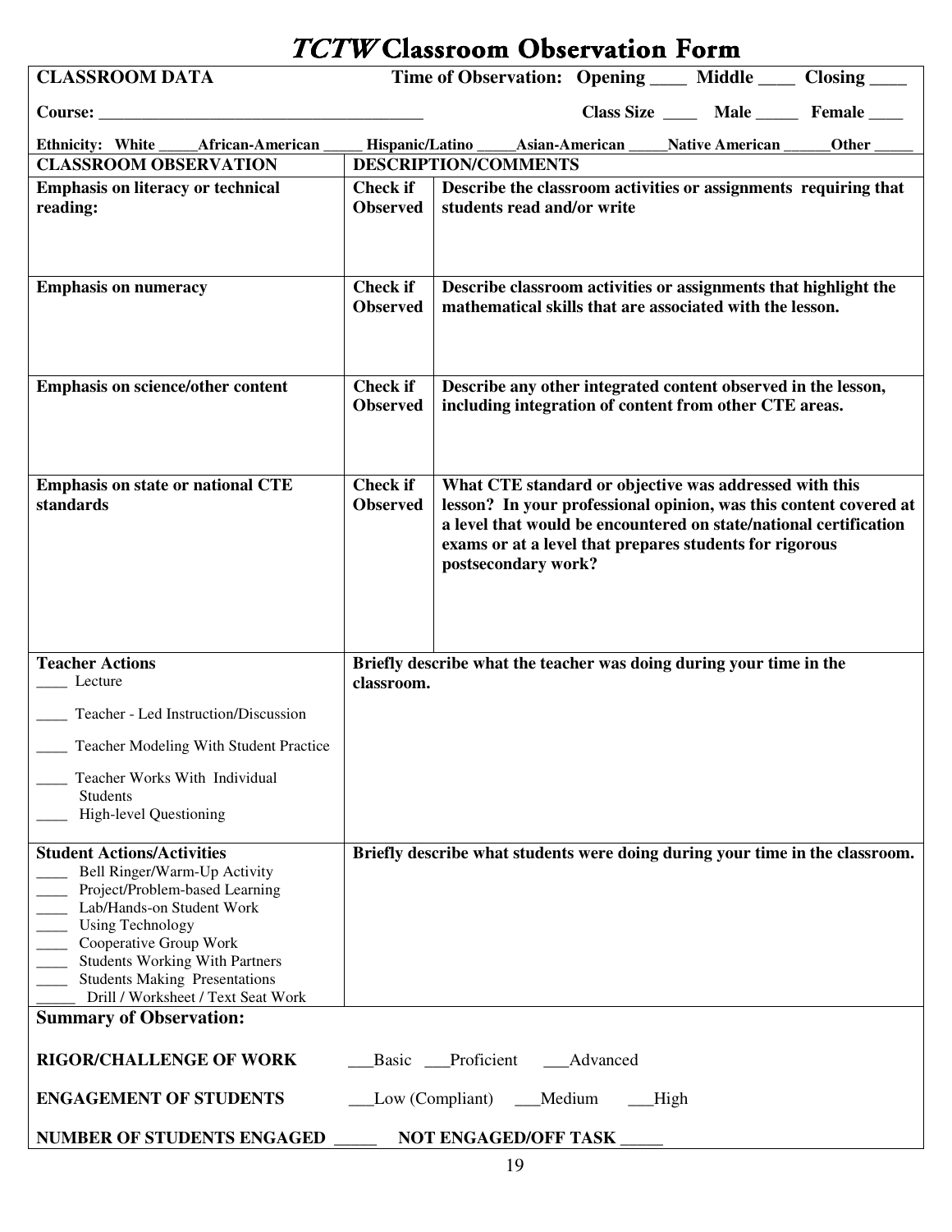# *TCTW* Classroom Observation Form

**CLASSROOM DATA** **Time of Observation: Opening ____ Middle ____ Closing ____**

**Course: ______________________________________** **Class Size ____ Male _____ Female ____**

**Ethnicity: White _____African-American _____ Hispanic/Latino _____Asian-American _____Native American ______Other _____**

| CLASSROOM OBSERVATION | DESCRIPTION/COMMENTS | |
|---|---|---|
| **Emphasis on literacy or technical reading:** | **Check if Observed** | **Describe the classroom activities or assignments requiring that students read and/or write** |
| **Emphasis on numeracy** | **Check if Observed** | **Describe classroom activities or assignments that highlight the mathematical skills that are associated with the lesson.** |
| **Emphasis on science/other content** | **Check if Observed** | **Describe any other integrated content observed in the lesson, including integration of content from other CTE areas.** |
| **Emphasis on state or national CTE standards** | **Check if Observed** | **What CTE standard or objective was addressed with this lesson? In your professional opinion, was this content covered at a level that would be encountered on state/national certification exams or at a level that prepares students for rigorous postsecondary work?** |
| **Teacher Actions**<br>____ Lecture<br>____ Teacher - Led Instruction/Discussion<br>____ Teacher Modeling With Student Practice<br>____ Teacher Works With Individual Students<br>____ High-level Questioning | **Briefly describe what the teacher was doing during your time in the classroom.** | |
| **Student Actions/Activities**<br>____ Bell Ringer/Warm-Up Activity<br>____ Project/Problem-based Learning<br>____ Lab/Hands-on Student Work<br>____ Using Technology<br>____ Cooperative Group Work<br>____ Students Working With Partners<br>____ Students Making Presentations<br>_____ Drill / Worksheet / Text Seat Work | **Briefly describe what students were doing during your time in the classroom.** | |

**Summary of Observation:**

**RIGOR/CHALLENGE OF WORK** ___Basic ___Proficient ___Advanced

**ENGAGEMENT OF STUDENTS** ___Low (Compliant) ___Medium ___High

**NUMBER OF STUDENTS ENGAGED _____ NOT ENGAGED/OFF TASK _____**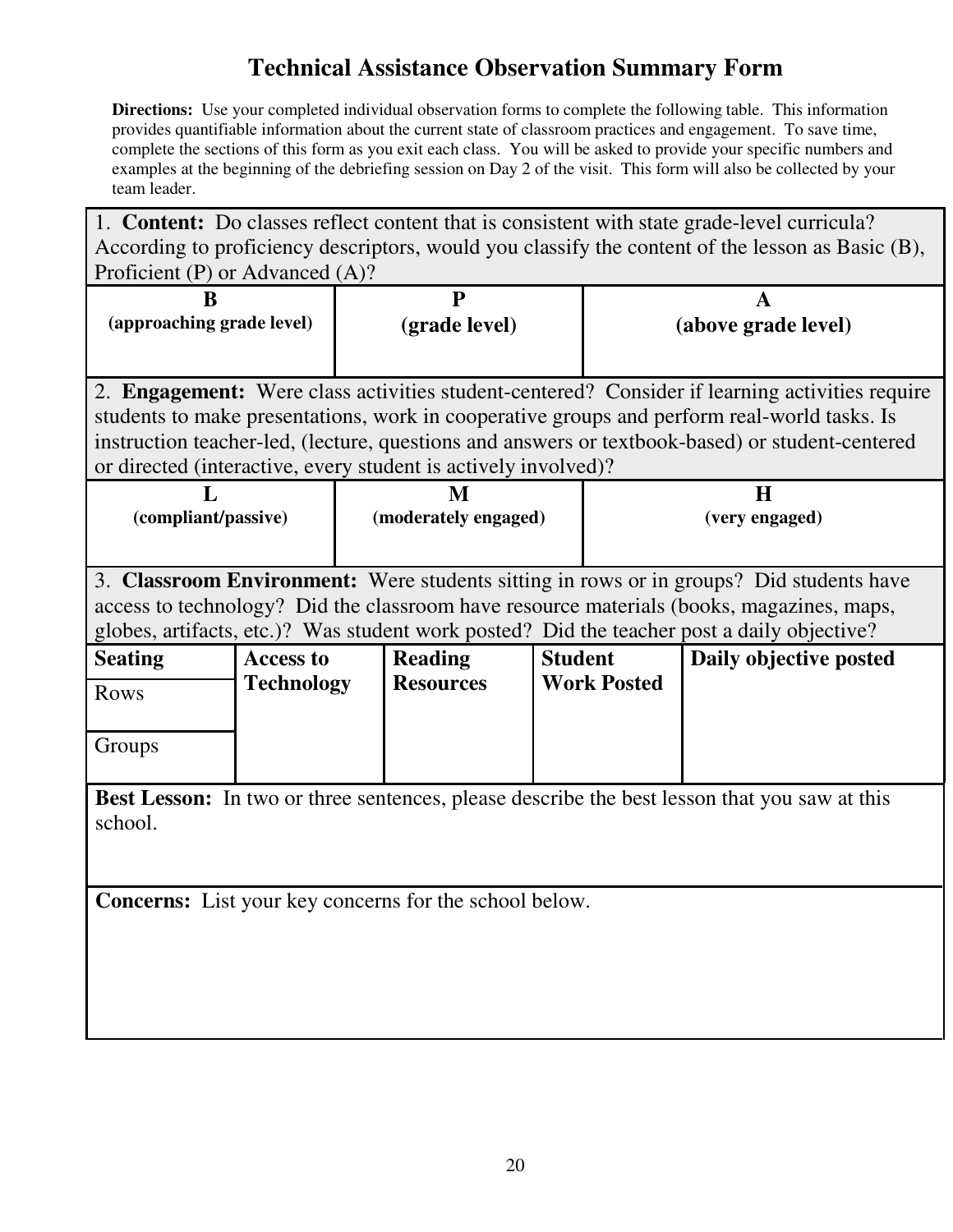# Technical Assistance Observation Summary Form

**Directions:** Use your completed individual observation forms to complete the following table. This information provides quantifiable information about the current state of classroom practices and engagement. To save time, complete the sections of this form as you exit each class. You will be asked to provide your specific numbers and examples at the beginning of the debriefing session on Day 2 of the visit. This form will also be collected by your team leader.

1. **Content:** Do classes reflect content that is consistent with state grade-level curricula? According to proficiency descriptors, would you classify the content of the lesson as Basic (B), Proficient (P) or Advanced (A)?

| **B** (approaching grade level) | **P** (grade level) | **A** (above grade level) |
|---|---|---|
| | | |

2. **Engagement:** Were class activities student-centered? Consider if learning activities require students to make presentations, work in cooperative groups and perform real-world tasks. Is instruction teacher-led, (lecture, questions and answers or textbook-based) or student-centered or directed (interactive, every student is actively involved)?

| **L** (compliant/passive) | **M** (moderately engaged) | **H** (very engaged) |
|---|---|---|
| | | |

3. **Classroom Environment:** Were students sitting in rows or in groups? Did students have access to technology? Did the classroom have resource materials (books, magazines, maps, globes, artifacts, etc.)? Was student work posted? Did the teacher post a daily objective?

| **Seating** | **Access to Technology** | **Reading Resources** | **Student Work Posted** | **Daily objective posted** |
|---|---|---|---|---|
| Rows | | | | |
| Groups | | | | |

**Best Lesson:** In two or three sentences, please describe the best lesson that you saw at this school.

**Concerns:** List your key concerns for the school below.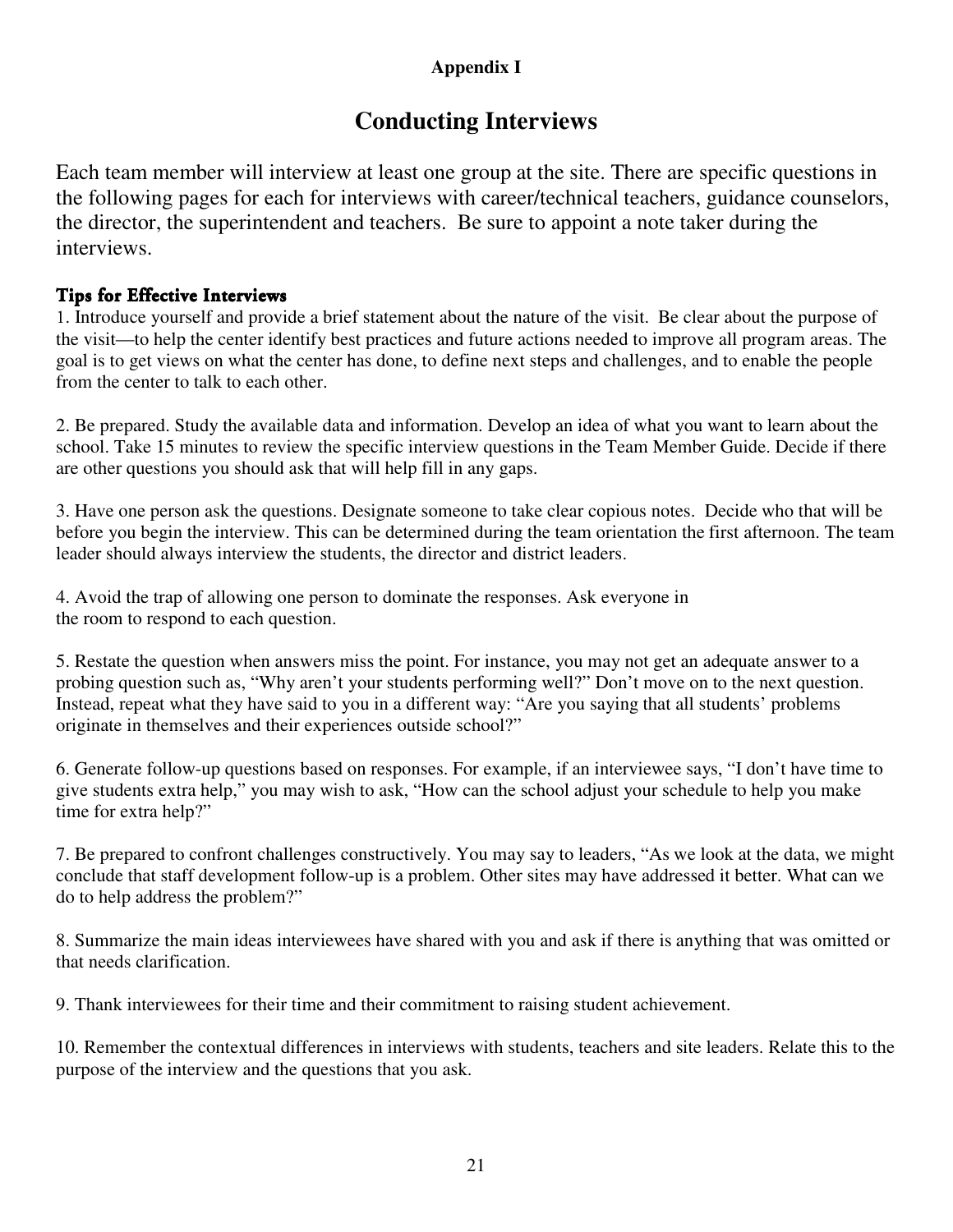**Appendix I**

# Conducting Interviews

Each team member will interview at least one group at the site. There are specific questions in the following pages for each for interviews with career/technical teachers, guidance counselors, the director, the superintendent and teachers. Be sure to appoint a note taker during the interviews.

### Tips for Effective Interviews

1. Introduce yourself and provide a brief statement about the nature of the visit. Be clear about the purpose of the visit—to help the center identify best practices and future actions needed to improve all program areas. The goal is to get views on what the center has done, to define next steps and challenges, and to enable the people from the center to talk to each other.

2. Be prepared. Study the available data and information. Develop an idea of what you want to learn about the school. Take 15 minutes to review the specific interview questions in the Team Member Guide. Decide if there are other questions you should ask that will help fill in any gaps.

3. Have one person ask the questions. Designate someone to take clear copious notes. Decide who that will be before you begin the interview. This can be determined during the team orientation the first afternoon. The team leader should always interview the students, the director and district leaders.

4. Avoid the trap of allowing one person to dominate the responses. Ask everyone in the room to respond to each question.

5. Restate the question when answers miss the point. For instance, you may not get an adequate answer to a probing question such as, "Why aren't your students performing well?" Don't move on to the next question. Instead, repeat what they have said to you in a different way: "Are you saying that all students' problems originate in themselves and their experiences outside school?"

6. Generate follow-up questions based on responses. For example, if an interviewee says, "I don't have time to give students extra help," you may wish to ask, "How can the school adjust your schedule to help you make time for extra help?"

7. Be prepared to confront challenges constructively. You may say to leaders, "As we look at the data, we might conclude that staff development follow-up is a problem. Other sites may have addressed it better. What can we do to help address the problem?"

8. Summarize the main ideas interviewees have shared with you and ask if there is anything that was omitted or that needs clarification.

9. Thank interviewees for their time and their commitment to raising student achievement.

10. Remember the contextual differences in interviews with students, teachers and site leaders. Relate this to the purpose of the interview and the questions that you ask.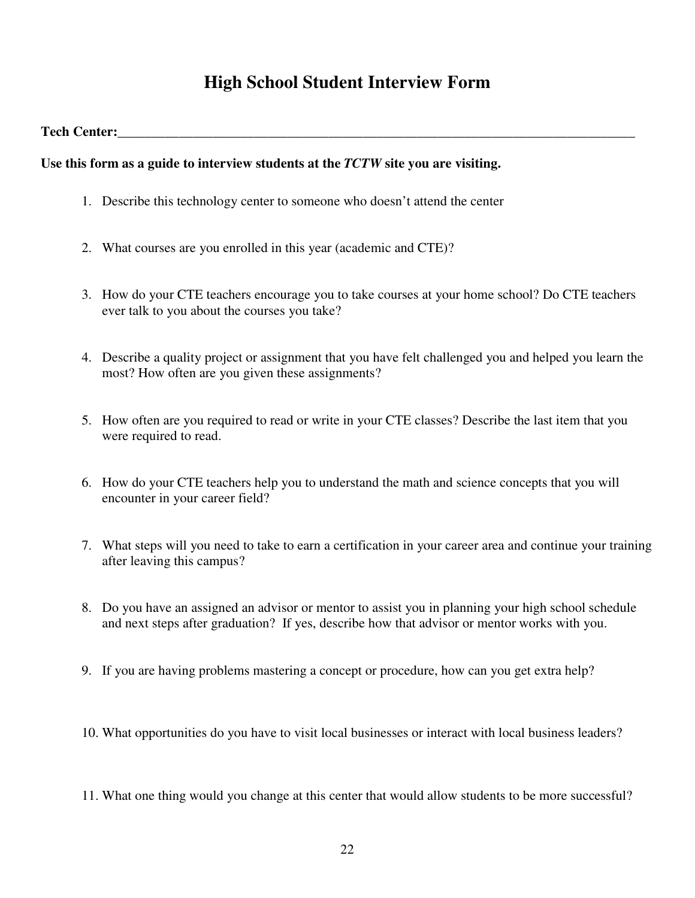# High School Student Interview Form

**Tech Center:**\_\_\_\_\_\_\_\_\_\_\_\_\_\_\_\_\_\_\_\_\_\_\_\_\_\_\_\_\_\_\_\_\_\_\_\_\_\_\_\_\_\_\_\_\_\_\_\_\_\_\_\_\_\_\_\_\_\_\_\_\_\_\_\_\_\_\_\_\_\_\_\_\_\_

**Use this form as a guide to interview students at the *TCTW* site you are visiting.**

1. Describe this technology center to someone who doesn't attend the center

2. What courses are you enrolled in this year (academic and CTE)?

3. How do your CTE teachers encourage you to take courses at your home school? Do CTE teachers ever talk to you about the courses you take?

4. Describe a quality project or assignment that you have felt challenged you and helped you learn the most? How often are you given these assignments?

5. How often are you required to read or write in your CTE classes? Describe the last item that you were required to read.

6. How do your CTE teachers help you to understand the math and science concepts that you will encounter in your career field?

7. What steps will you need to take to earn a certification in your career area and continue your training after leaving this campus?

8. Do you have an assigned an advisor or mentor to assist you in planning your high school schedule and next steps after graduation? If yes, describe how that advisor or mentor works with you.

9. If you are having problems mastering a concept or procedure, how can you get extra help?

10. What opportunities do you have to visit local businesses or interact with local business leaders?

11. What one thing would you change at this center that would allow students to be more successful?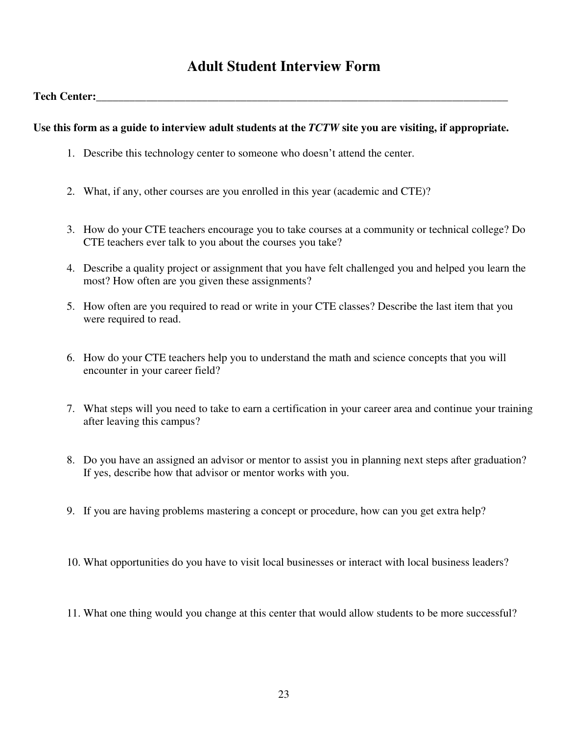# Adult Student Interview Form

**Tech Center:**_______________________________________________________________________________

**Use this form as a guide to interview adult students at the *TCTW* site you are visiting, if appropriate.**

1. Describe this technology center to someone who doesn't attend the center.

2. What, if any, other courses are you enrolled in this year (academic and CTE)?

3. How do your CTE teachers encourage you to take courses at a community or technical college? Do CTE teachers ever talk to you about the courses you take?

4. Describe a quality project or assignment that you have felt challenged you and helped you learn the most? How often are you given these assignments?

5. How often are you required to read or write in your CTE classes? Describe the last item that you were required to read.

6. How do your CTE teachers help you to understand the math and science concepts that you will encounter in your career field?

7. What steps will you need to take to earn a certification in your career area and continue your training after leaving this campus?

8. Do you have an assigned an advisor or mentor to assist you in planning next steps after graduation? If yes, describe how that advisor or mentor works with you.

9. If you are having problems mastering a concept or procedure, how can you get extra help?

10. What opportunities do you have to visit local businesses or interact with local business leaders?

11. What one thing would you change at this center that would allow students to be more successful?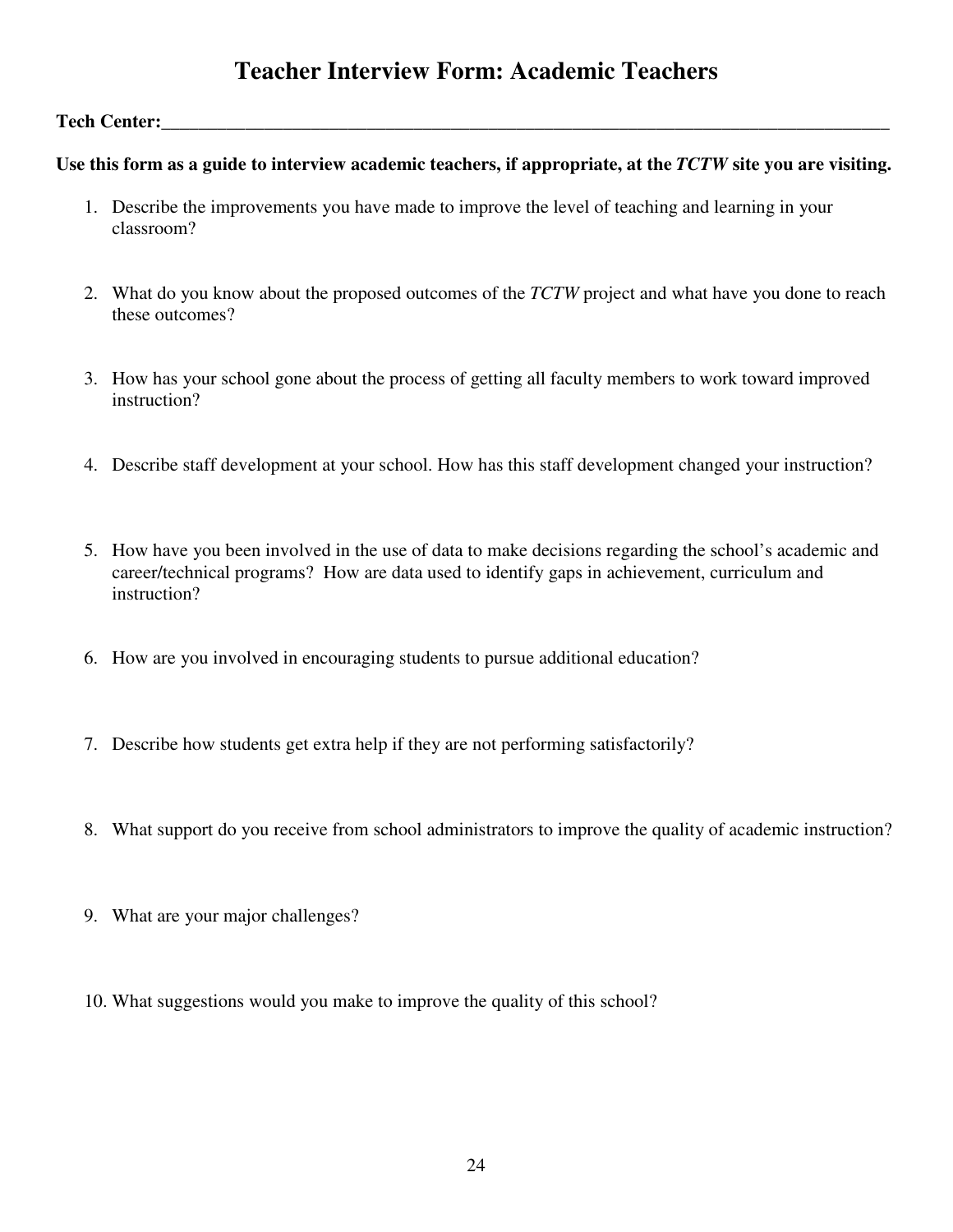# Teacher Interview Form: Academic Teachers

**Tech Center:**_______________________________________________________________________________

**Use this form as a guide to interview academic teachers, if appropriate, at the *TCTW* site you are visiting.**

1. Describe the improvements you have made to improve the level of teaching and learning in your classroom?

2. What do you know about the proposed outcomes of the *TCTW* project and what have you done to reach these outcomes?

3. How has your school gone about the process of getting all faculty members to work toward improved instruction?

4. Describe staff development at your school. How has this staff development changed your instruction?

5. How have you been involved in the use of data to make decisions regarding the school's academic and career/technical programs? How are data used to identify gaps in achievement, curriculum and instruction?

6. How are you involved in encouraging students to pursue additional education?

7. Describe how students get extra help if they are not performing satisfactorily?

8. What support do you receive from school administrators to improve the quality of academic instruction?

9. What are your major challenges?

10. What suggestions would you make to improve the quality of this school?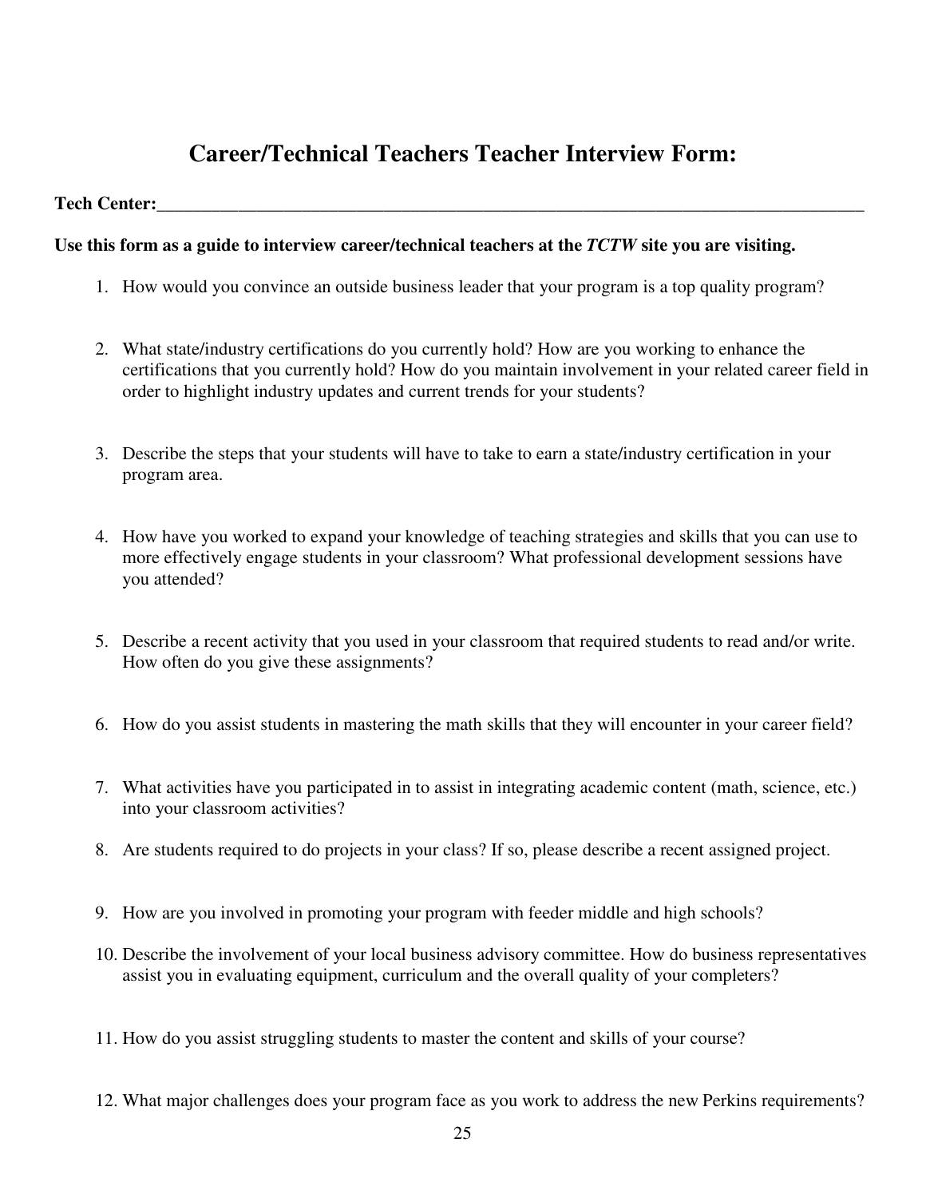# Career/Technical Teachers Teacher Interview Form:

**Tech Center:**\_\_\_\_\_\_\_\_\_\_\_\_\_\_\_\_\_\_\_\_\_\_\_\_\_\_\_\_\_\_\_\_\_\_\_\_\_\_\_\_\_\_\_\_\_\_\_\_\_\_\_\_\_\_\_\_\_\_\_\_\_\_\_\_\_\_\_\_\_\_

**Use this form as a guide to interview career/technical teachers at the *TCTW* site you are visiting.**

1. How would you convince an outside business leader that your program is a top quality program?

2. What state/industry certifications do you currently hold? How are you working to enhance the certifications that you currently hold? How do you maintain involvement in your related career field in order to highlight industry updates and current trends for your students?

3. Describe the steps that your students will have to take to earn a state/industry certification in your program area.

4. How have you worked to expand your knowledge of teaching strategies and skills that you can use to more effectively engage students in your classroom? What professional development sessions have you attended?

5. Describe a recent activity that you used in your classroom that required students to read and/or write. How often do you give these assignments?

6. How do you assist students in mastering the math skills that they will encounter in your career field?

7. What activities have you participated in to assist in integrating academic content (math, science, etc.) into your classroom activities?

8. Are students required to do projects in your class? If so, please describe a recent assigned project.

9. How are you involved in promoting your program with feeder middle and high schools?

10. Describe the involvement of your local business advisory committee. How do business representatives assist you in evaluating equipment, curriculum and the overall quality of your completers?

11. How do you assist struggling students to master the content and skills of your course?

12. What major challenges does your program face as you work to address the new Perkins requirements?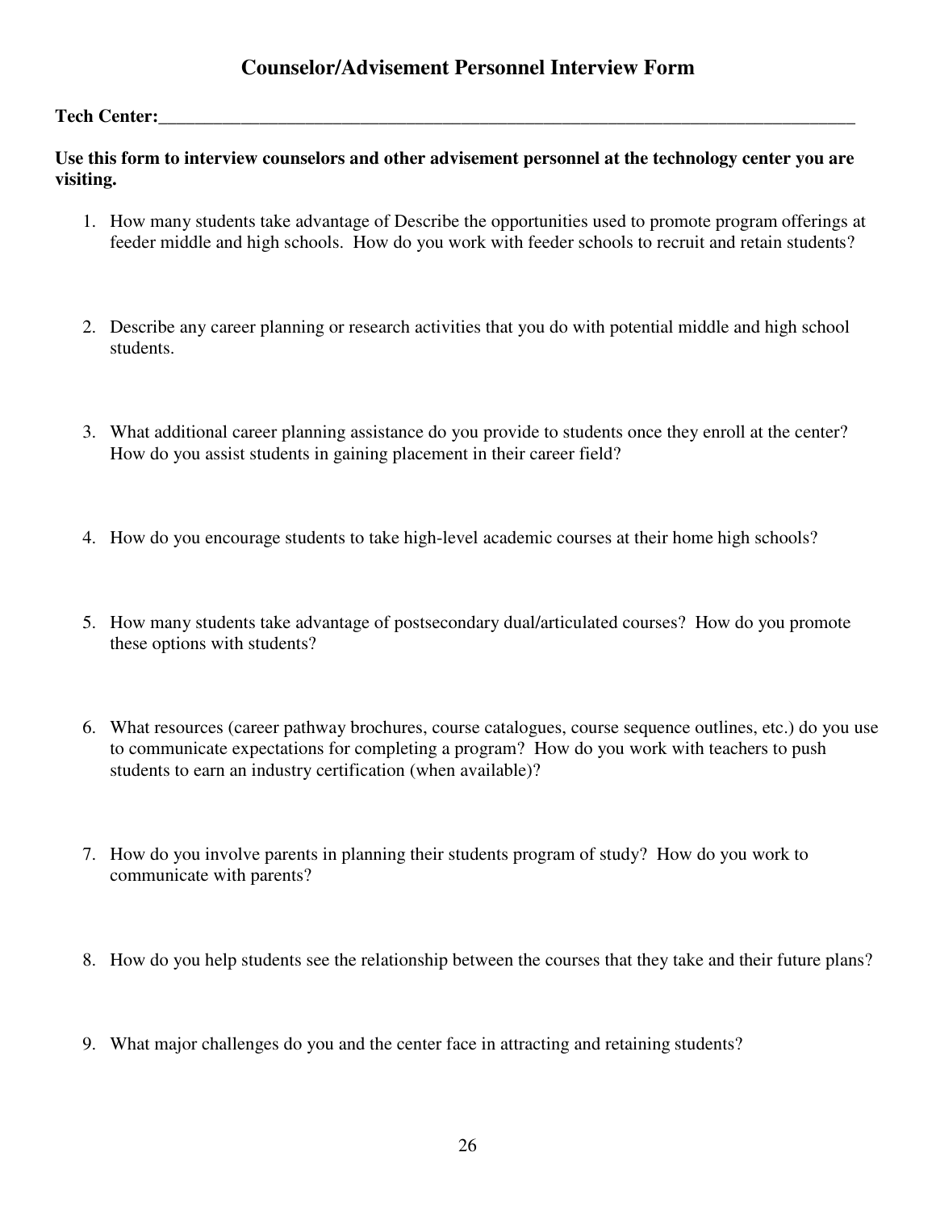# Counselor/Advisement Personnel Interview Form

**Tech Center:**\_\_\_\_\_\_\_\_\_\_\_\_\_\_\_\_\_\_\_\_\_\_\_\_\_\_\_\_\_\_\_\_\_\_\_\_\_\_\_\_\_\_\_\_\_\_\_\_\_\_\_\_\_\_\_\_\_\_\_\_\_\_\_\_\_\_\_\_\_\_\_\_\_\_\_\_\_\_

**Use this form to interview counselors and other advisement personnel at the technology center you are visiting.**

1. How many students take advantage of Describe the opportunities used to promote program offerings at feeder middle and high schools. How do you work with feeder schools to recruit and retain students?

2. Describe any career planning or research activities that you do with potential middle and high school students.

3. What additional career planning assistance do you provide to students once they enroll at the center? How do you assist students in gaining placement in their career field?

4. How do you encourage students to take high-level academic courses at their home high schools?

5. How many students take advantage of postsecondary dual/articulated courses? How do you promote these options with students?

6. What resources (career pathway brochures, course catalogues, course sequence outlines, etc.) do you use to communicate expectations for completing a program? How do you work with teachers to push students to earn an industry certification (when available)?

7. How do you involve parents in planning their students program of study? How do you work to communicate with parents?

8. How do you help students see the relationship between the courses that they take and their future plans?

9. What major challenges do you and the center face in attracting and retaining students?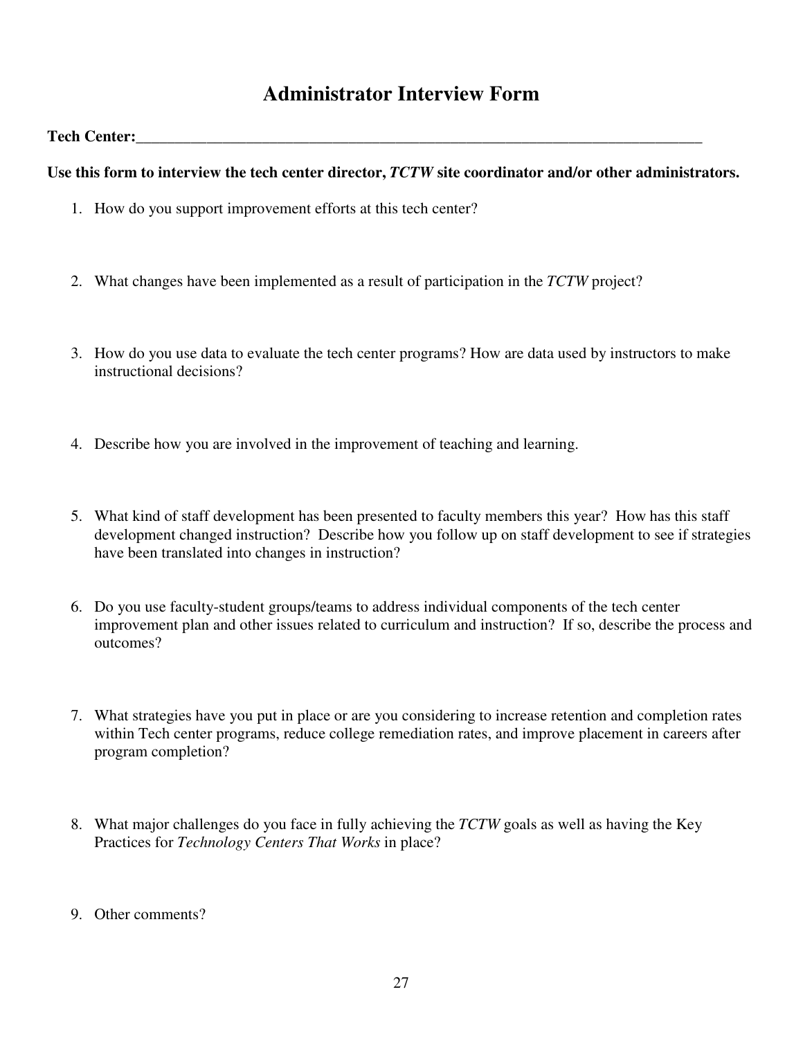# Administrator Interview Form

**Tech Center:**___________________________________________________________________________

**Use this form to interview the tech center director, *TCTW* site coordinator and/or other administrators.**

1. How do you support improvement efforts at this tech center?

2. What changes have been implemented as a result of participation in the *TCTW* project?

3. How do you use data to evaluate the tech center programs? How are data used by instructors to make instructional decisions?

4. Describe how you are involved in the improvement of teaching and learning.

5. What kind of staff development has been presented to faculty members this year? How has this staff development changed instruction? Describe how you follow up on staff development to see if strategies have been translated into changes in instruction?

6. Do you use faculty-student groups/teams to address individual components of the tech center improvement plan and other issues related to curriculum and instruction? If so, describe the process and outcomes?

7. What strategies have you put in place or are you considering to increase retention and completion rates within Tech center programs, reduce college remediation rates, and improve placement in careers after program completion?

8. What major challenges do you face in fully achieving the *TCTW* goals as well as having the Key Practices for *Technology Centers That Works* in place?

9. Other comments?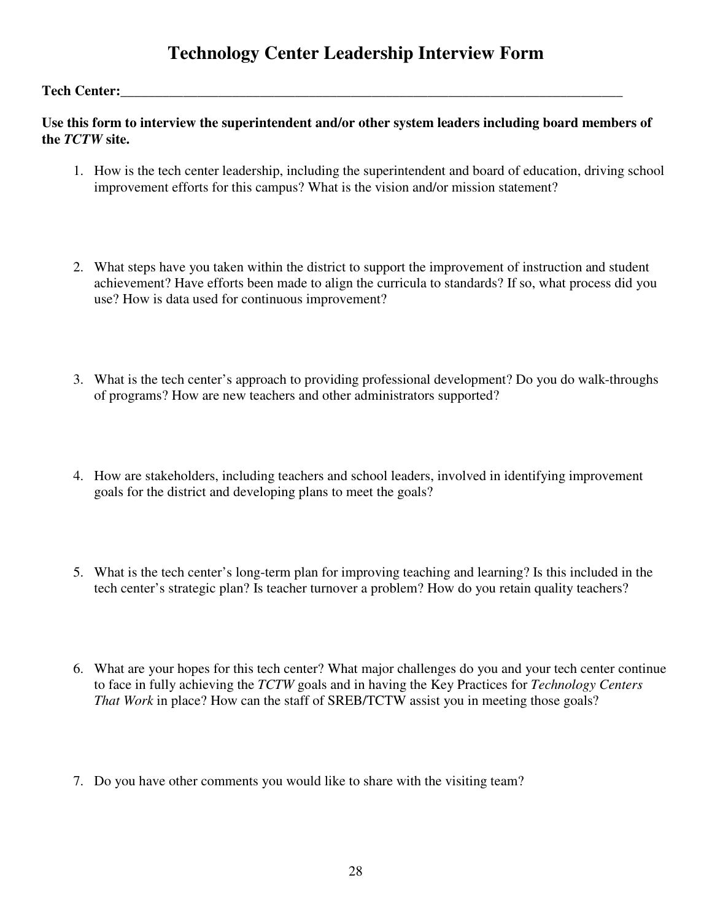# Technology Center Leadership Interview Form

**Tech Center:**\_\_\_\_\_\_\_\_\_\_\_\_\_\_\_\_\_\_\_\_\_\_\_\_\_\_\_\_\_\_\_\_\_\_\_\_\_\_\_\_\_\_\_\_\_\_\_\_\_\_\_\_\_\_\_\_\_\_\_\_\_\_\_\_\_\_\_\_\_\_\_\_

**Use this form to interview the superintendent and/or other system leaders including board members of the *TCTW* site.**

1. How is the tech center leadership, including the superintendent and board of education, driving school improvement efforts for this campus? What is the vision and/or mission statement?

2. What steps have you taken within the district to support the improvement of instruction and student achievement? Have efforts been made to align the curricula to standards? If so, what process did you use? How is data used for continuous improvement?

3. What is the tech center's approach to providing professional development? Do you do walk-throughs of programs? How are new teachers and other administrators supported?

4. How are stakeholders, including teachers and school leaders, involved in identifying improvement goals for the district and developing plans to meet the goals?

5. What is the tech center's long-term plan for improving teaching and learning? Is this included in the tech center's strategic plan? Is teacher turnover a problem? How do you retain quality teachers?

6. What are your hopes for this tech center? What major challenges do you and your tech center continue to face in fully achieving the *TCTW* goals and in having the Key Practices for *Technology Centers That Work* in place? How can the staff of SREB/TCTW assist you in meeting those goals?

7. Do you have other comments you would like to share with the visiting team?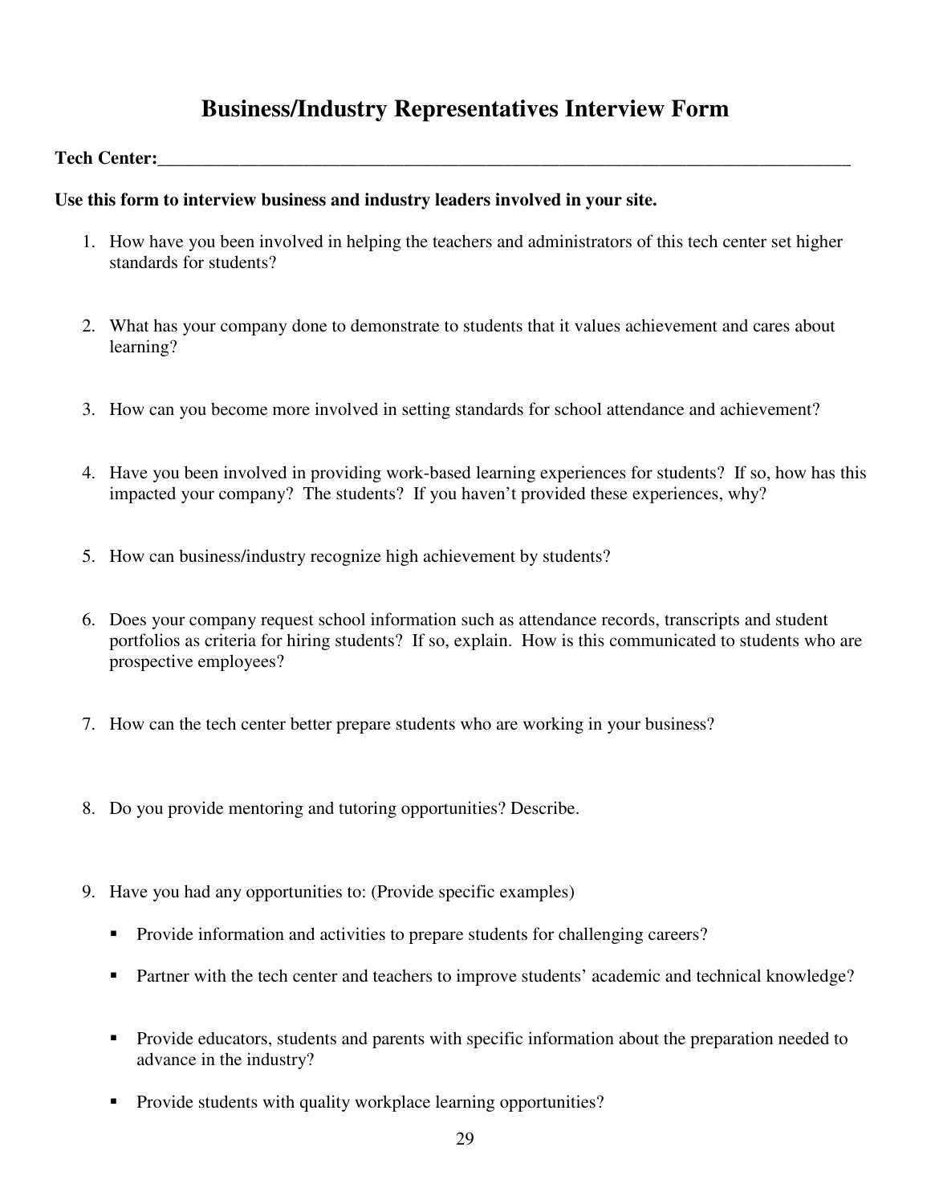# Business/Industry Representatives Interview Form

**Tech Center:**\_\_\_\_\_\_\_\_\_\_\_\_\_\_\_\_\_\_\_\_\_\_\_\_\_\_\_\_\_\_\_\_\_\_\_\_\_\_\_\_\_\_\_\_\_\_\_\_\_\_\_\_\_\_\_\_\_\_\_\_\_\_\_\_\_\_\_\_\_\_\_\_\_\_\_\_

**Use this form to interview business and industry leaders involved in your site.**

1. How have you been involved in helping the teachers and administrators of this tech center set higher standards for students?

2. What has your company done to demonstrate to students that it values achievement and cares about learning?

3. How can you become more involved in setting standards for school attendance and achievement?

4. Have you been involved in providing work-based learning experiences for students? If so, how has this impacted your company? The students? If you haven't provided these experiences, why?

5. How can business/industry recognize high achievement by students?

6. Does your company request school information such as attendance records, transcripts and student portfolios as criteria for hiring students? If so, explain. How is this communicated to students who are prospective employees?

7. How can the tech center better prepare students who are working in your business?

8. Do you provide mentoring and tutoring opportunities? Describe.

9. Have you had any opportunities to: (Provide specific examples)

   - Provide information and activities to prepare students for challenging careers?
   - Partner with the tech center and teachers to improve students' academic and technical knowledge?
   - Provide educators, students and parents with specific information about the preparation needed to advance in the industry?
   - Provide students with quality workplace learning opportunities?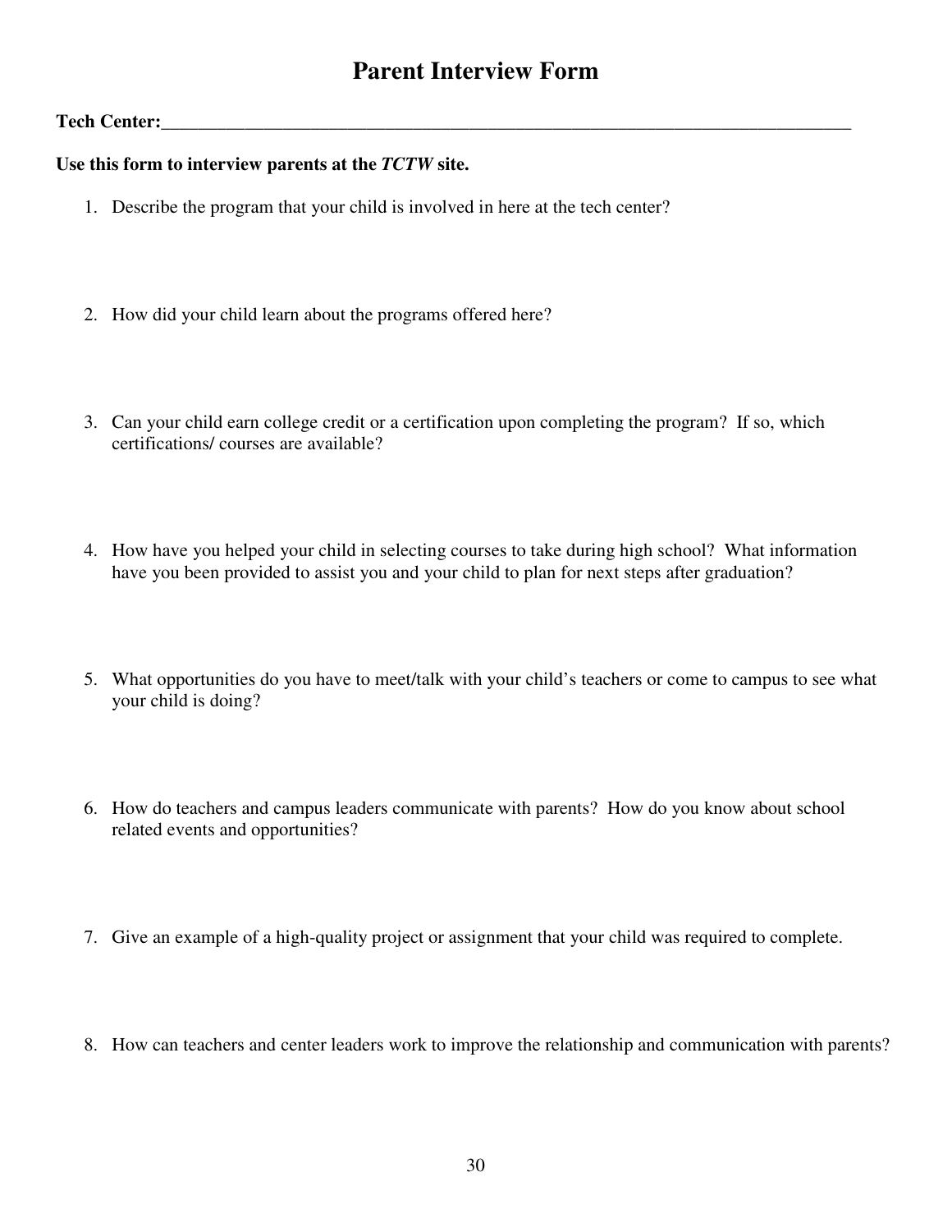# Parent Interview Form

**Tech Center:**\_\_\_\_\_\_\_\_\_\_\_\_\_\_\_\_\_\_\_\_\_\_\_\_\_\_\_\_\_\_\_\_\_\_\_\_\_\_\_\_\_\_\_\_\_\_\_\_\_\_\_\_\_\_\_\_\_\_\_\_\_\_\_\_\_\_\_\_\_\_\_\_\_\_\_\_\_\_

**Use this form to interview parents at the *TCTW* site.**

1. Describe the program that your child is involved in here at the tech center?

2. How did your child learn about the programs offered here?

3. Can your child earn college credit or a certification upon completing the program? If so, which certifications/ courses are available?

4. How have you helped your child in selecting courses to take during high school? What information have you been provided to assist you and your child to plan for next steps after graduation?

5. What opportunities do you have to meet/talk with your child's teachers or come to campus to see what your child is doing?

6. How do teachers and campus leaders communicate with parents? How do you know about school related events and opportunities?

7. Give an example of a high-quality project or assignment that your child was required to complete.

8. How can teachers and center leaders work to improve the relationship and communication with parents?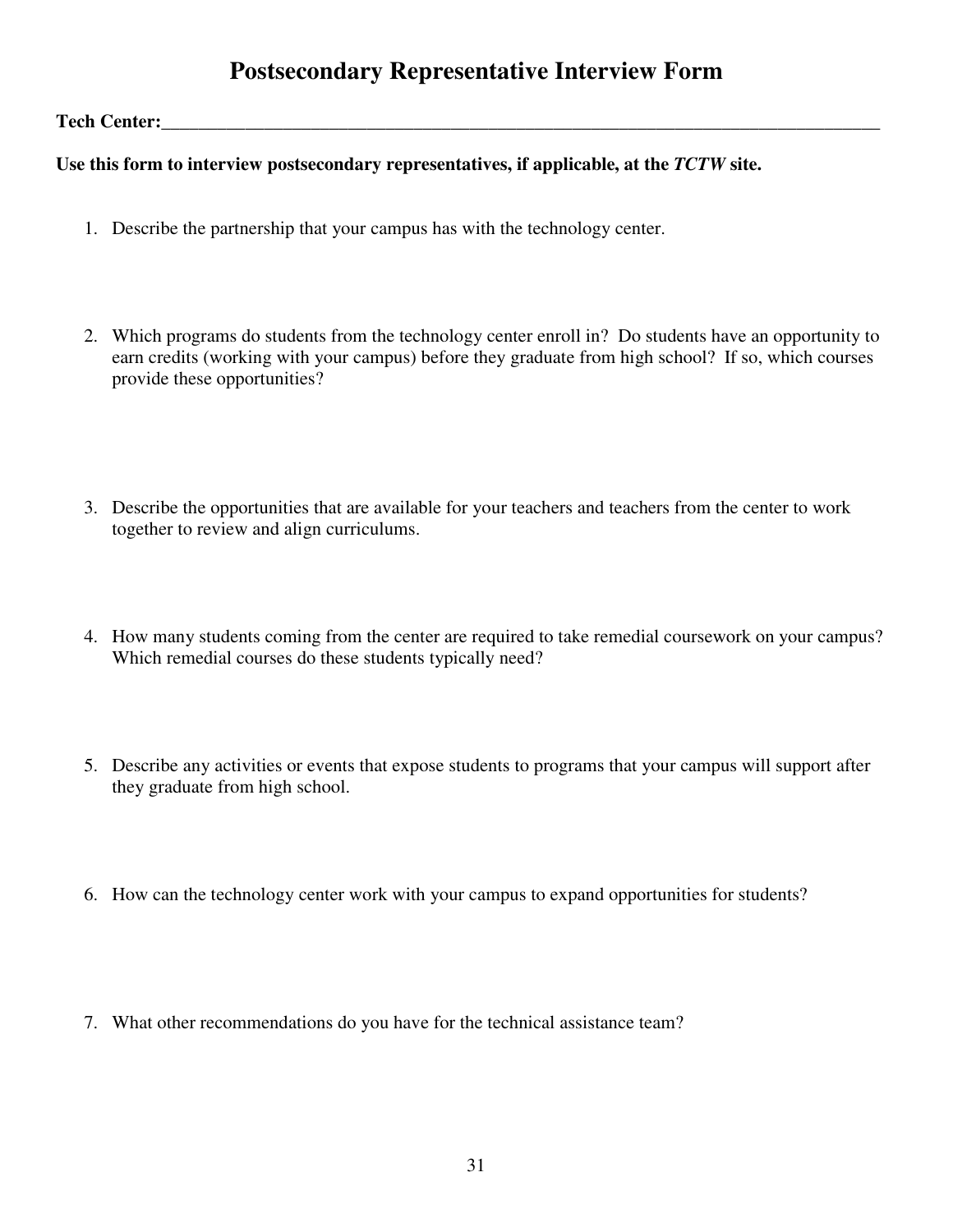# Postsecondary Representative Interview Form

**Tech Center:**\_\_\_\_\_\_\_\_\_\_\_\_\_\_\_\_\_\_\_\_\_\_\_\_\_\_\_\_\_\_\_\_\_\_\_\_\_\_\_\_\_\_\_\_\_\_\_\_\_\_\_\_\_\_\_\_\_\_\_\_\_\_\_\_\_\_\_\_\_\_\_\_\_\_\_\_\_\_

**Use this form to interview postsecondary representatives, if applicable, at the *TCTW* site.**

1. Describe the partnership that your campus has with the technology center.

2. Which programs do students from the technology center enroll in? Do students have an opportunity to earn credits (working with your campus) before they graduate from high school? If so, which courses provide these opportunities?

3. Describe the opportunities that are available for your teachers and teachers from the center to work together to review and align curriculums.

4. How many students coming from the center are required to take remedial coursework on your campus? Which remedial courses do these students typically need?

5. Describe any activities or events that expose students to programs that your campus will support after they graduate from high school.

6. How can the technology center work with your campus to expand opportunities for students?

7. What other recommendations do you have for the technical assistance team?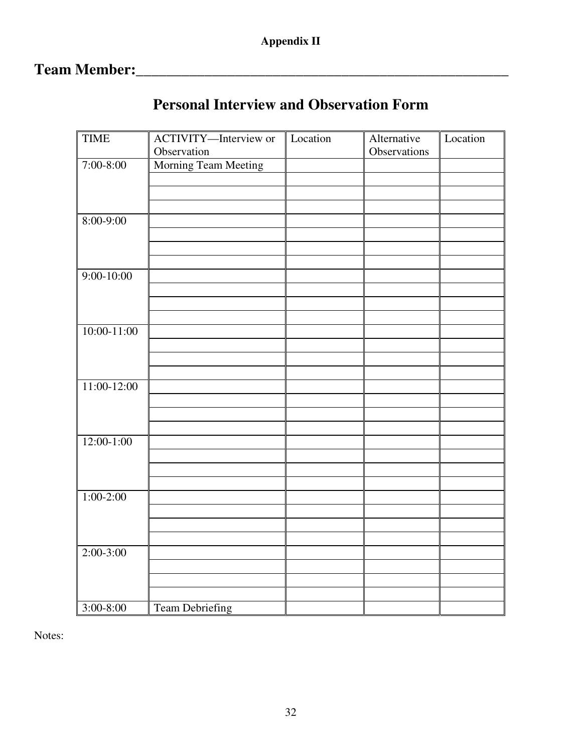**Appendix II**

**Team Member:\_\_\_\_\_\_\_\_\_\_\_\_\_\_\_\_\_\_\_\_\_\_\_\_\_\_\_\_\_\_\_\_\_\_\_\_\_\_\_\_\_\_\_\_\_\_\_\_\_\_\_\_**

# Personal Interview and Observation Form

| TIME | ACTIVITY—Interview or Observation | Location | Alternative Observations | Location |
|---|---|---|---|---|
| 7:00-8:00 | Morning Team Meeting | | | |
| | | | | |
| | | | | |
| | | | | |
| 8:00-9:00 | | | | |
| | | | | |
| | | | | |
| | | | | |
| 9:00-10:00 | | | | |
| | | | | |
| | | | | |
| | | | | |
| 10:00-11:00 | | | | |
| | | | | |
| | | | | |
| | | | | |
| 11:00-12:00 | | | | |
| | | | | |
| | | | | |
| | | | | |
| 12:00-1:00 | | | | |
| | | | | |
| | | | | |
| | | | | |
| 1:00-2:00 | | | | |
| | | | | |
| | | | | |
| | | | | |
| 2:00-3:00 | | | | |
| | | | | |
| | | | | |
| | | | | |
| 3:00-8:00 | Team Debriefing | | | |

Notes: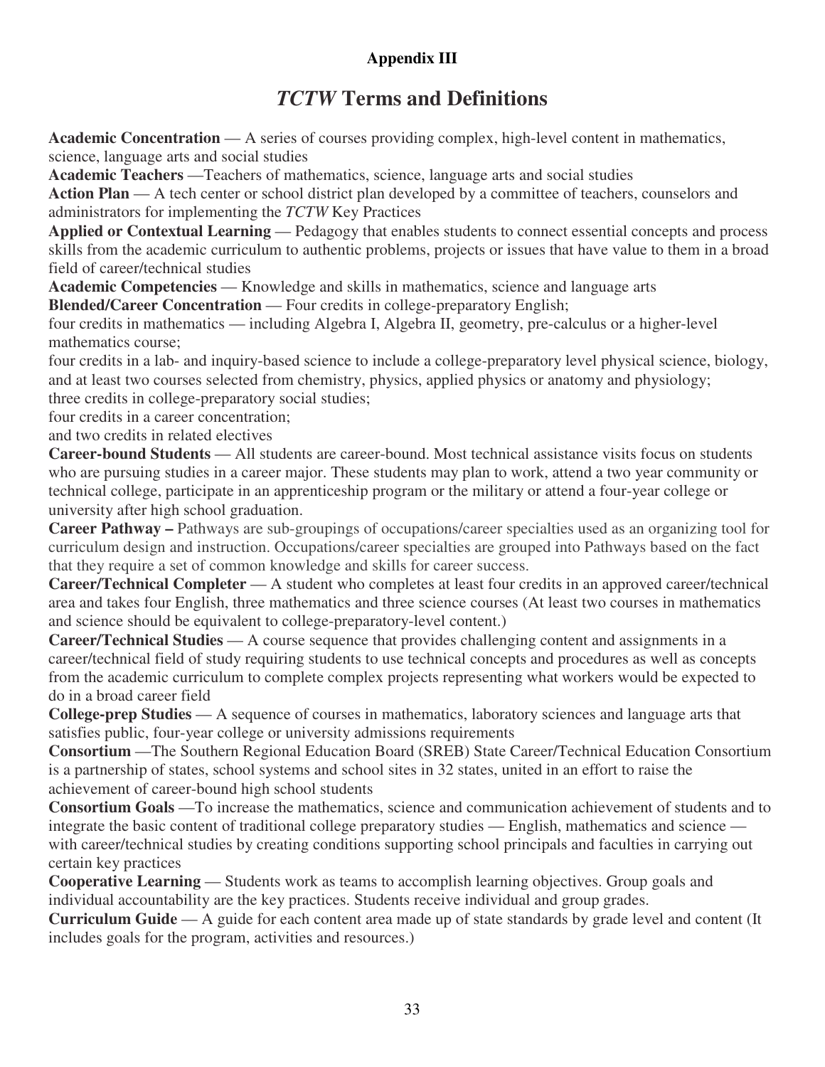**Appendix III**

# *TCTW* Terms and Definitions

**Academic Concentration** — A series of courses providing complex, high-level content in mathematics, science, language arts and social studies

**Academic Teachers** —Teachers of mathematics, science, language arts and social studies

**Action Plan** — A tech center or school district plan developed by a committee of teachers, counselors and administrators for implementing the *TCTW* Key Practices

**Applied or Contextual Learning** — Pedagogy that enables students to connect essential concepts and process skills from the academic curriculum to authentic problems, projects or issues that have value to them in a broad field of career/technical studies

**Academic Competencies** — Knowledge and skills in mathematics, science and language arts

**Blended/Career Concentration** — Four credits in college-preparatory English;
four credits in mathematics — including Algebra I, Algebra II, geometry, pre-calculus or a higher-level mathematics course;
four credits in a lab- and inquiry-based science to include a college-preparatory level physical science, biology, and at least two courses selected from chemistry, physics, applied physics or anatomy and physiology;
three credits in college-preparatory social studies;
four credits in a career concentration;
and two credits in related electives

**Career-bound Students** — All students are career-bound. Most technical assistance visits focus on students who are pursuing studies in a career major. These students may plan to work, attend a two year community or technical college, participate in an apprenticeship program or the military or attend a four-year college or university after high school graduation.

**Career Pathway –** Pathways are sub-groupings of occupations/career specialties used as an organizing tool for curriculum design and instruction. Occupations/career specialties are grouped into Pathways based on the fact that they require a set of common knowledge and skills for career success.

**Career/Technical Completer** — A student who completes at least four credits in an approved career/technical area and takes four English, three mathematics and three science courses (At least two courses in mathematics and science should be equivalent to college-preparatory-level content.)

**Career/Technical Studies** — A course sequence that provides challenging content and assignments in a career/technical field of study requiring students to use technical concepts and procedures as well as concepts from the academic curriculum to complete complex projects representing what workers would be expected to do in a broad career field

**College-prep Studies** — A sequence of courses in mathematics, laboratory sciences and language arts that satisfies public, four-year college or university admissions requirements

**Consortium** —The Southern Regional Education Board (SREB) State Career/Technical Education Consortium is a partnership of states, school systems and school sites in 32 states, united in an effort to raise the achievement of career-bound high school students

**Consortium Goals** —To increase the mathematics, science and communication achievement of students and to integrate the basic content of traditional college preparatory studies — English, mathematics and science — with career/technical studies by creating conditions supporting school principals and faculties in carrying out certain key practices

**Cooperative Learning** — Students work as teams to accomplish learning objectives. Group goals and individual accountability are the key practices. Students receive individual and group grades.

**Curriculum Guide** — A guide for each content area made up of state standards by grade level and content (It includes goals for the program, activities and resources.)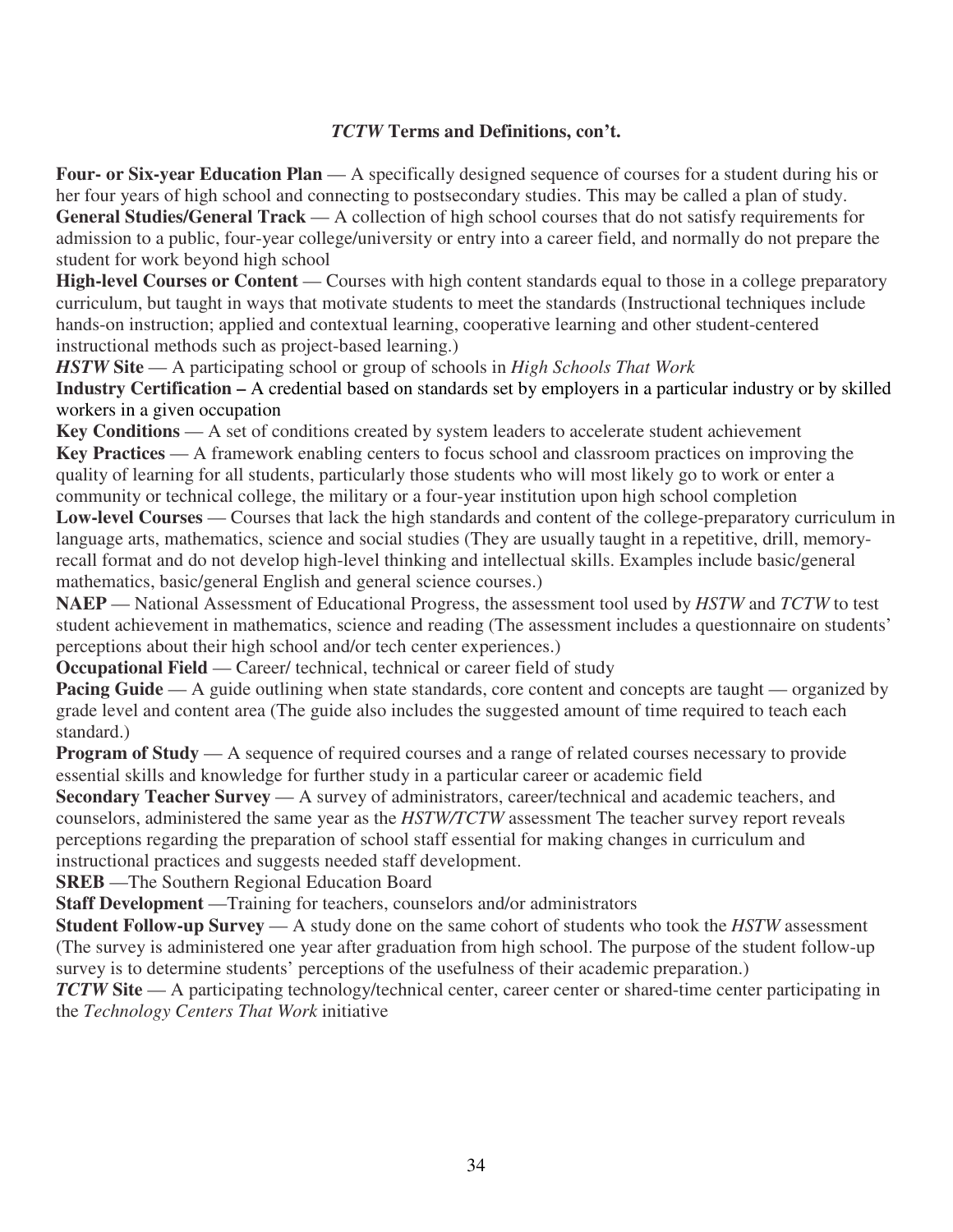## *TCTW* Terms and Definitions, con't.

**Four- or Six-year Education Plan** — A specifically designed sequence of courses for a student during his or her four years of high school and connecting to postsecondary studies. This may be called a plan of study.

**General Studies/General Track** — A collection of high school courses that do not satisfy requirements for admission to a public, four-year college/university or entry into a career field, and normally do not prepare the student for work beyond high school

**High-level Courses or Content** — Courses with high content standards equal to those in a college preparatory curriculum, but taught in ways that motivate students to meet the standards (Instructional techniques include hands-on instruction; applied and contextual learning, cooperative learning and other student-centered instructional methods such as project-based learning.)

***HSTW* Site** — A participating school or group of schools in *High Schools That Work*

**Industry Certification –** A credential based on standards set by employers in a particular industry or by skilled workers in a given occupation

**Key Conditions** — A set of conditions created by system leaders to accelerate student achievement

**Key Practices** — A framework enabling centers to focus school and classroom practices on improving the quality of learning for all students, particularly those students who will most likely go to work or enter a community or technical college, the military or a four-year institution upon high school completion

**Low-level Courses** — Courses that lack the high standards and content of the college-preparatory curriculum in language arts, mathematics, science and social studies (They are usually taught in a repetitive, drill, memory-recall format and do not develop high-level thinking and intellectual skills. Examples include basic/general mathematics, basic/general English and general science courses.)

**NAEP** — National Assessment of Educational Progress, the assessment tool used by *HSTW* and *TCTW* to test student achievement in mathematics, science and reading (The assessment includes a questionnaire on students' perceptions about their high school and/or tech center experiences.)

**Occupational Field** — Career/ technical, technical or career field of study

**Pacing Guide** — A guide outlining when state standards, core content and concepts are taught — organized by grade level and content area (The guide also includes the suggested amount of time required to teach each standard.)

**Program of Study** — A sequence of required courses and a range of related courses necessary to provide essential skills and knowledge for further study in a particular career or academic field

**Secondary Teacher Survey** — A survey of administrators, career/technical and academic teachers, and counselors, administered the same year as the *HSTW/TCTW* assessment The teacher survey report reveals perceptions regarding the preparation of school staff essential for making changes in curriculum and instructional practices and suggests needed staff development.

**SREB** —The Southern Regional Education Board

**Staff Development** —Training for teachers, counselors and/or administrators

**Student Follow-up Survey** — A study done on the same cohort of students who took the *HSTW* assessment (The survey is administered one year after graduation from high school. The purpose of the student follow-up survey is to determine students' perceptions of the usefulness of their academic preparation.)

***TCTW* Site** — A participating technology/technical center, career center or shared-time center participating in the *Technology Centers That Work* initiative